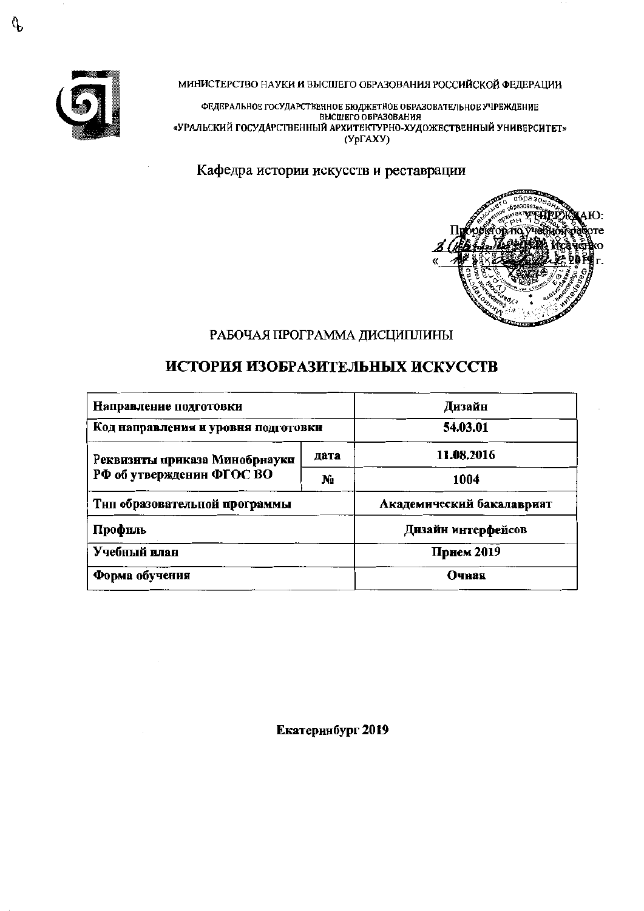МИНИСТЕРСТВО НАУКИ И ВЫСШЕГО ОБРАЗОВАНИЯ РОССИЙСКОЙ ФЕДЕРАЦИИ

ФЕДЕРАЛЬНОЕ ГОСУДАРСТВЕННОЕ БЮДЖЕТНОЕ ОБРАЗОВАТЕЛЬНОЕ УЧРЕЖДЕНИЕ
ВЫСШЕГО ОБРАЗОВАНИЯ
«УРАЛЬСКИЙ ГОСУДАРСТВЕННЫЙ АРХИТЕКТУРНО-ХУДОЖЕСТВЕННЫЙ УНИВЕРСИТЕТ»
(УрГАХУ)

Кафедра истории искусств и реставрации

УТВЕРЖДАЮ:
Проректор по учебной работе
_______ Кравченко
« ___ » _______ 2019 г.

РАБОЧАЯ ПРОГРАММА ДИСЦИПЛИНЫ

# ИСТОРИЯ ИЗОБРАЗИТЕЛЬНЫХ ИСКУССТВ

| Направление подготовки | | Дизайн |
|---|---|---|
| Код направления и уровня подготовки | | 54.03.01 |
| Реквизиты приказа Минобрнауки РФ об утверждении ФГОС ВО | дата | 11.08.2016 |
| | № | 1004 |
| Тип образовательной программы | | Академический бакалавриат |
| Профиль | | Дизайн интерфейсов |
| Учебный план | | Прием 2019 |
| Форма обучения | | Очная |

Екатеринбург 2019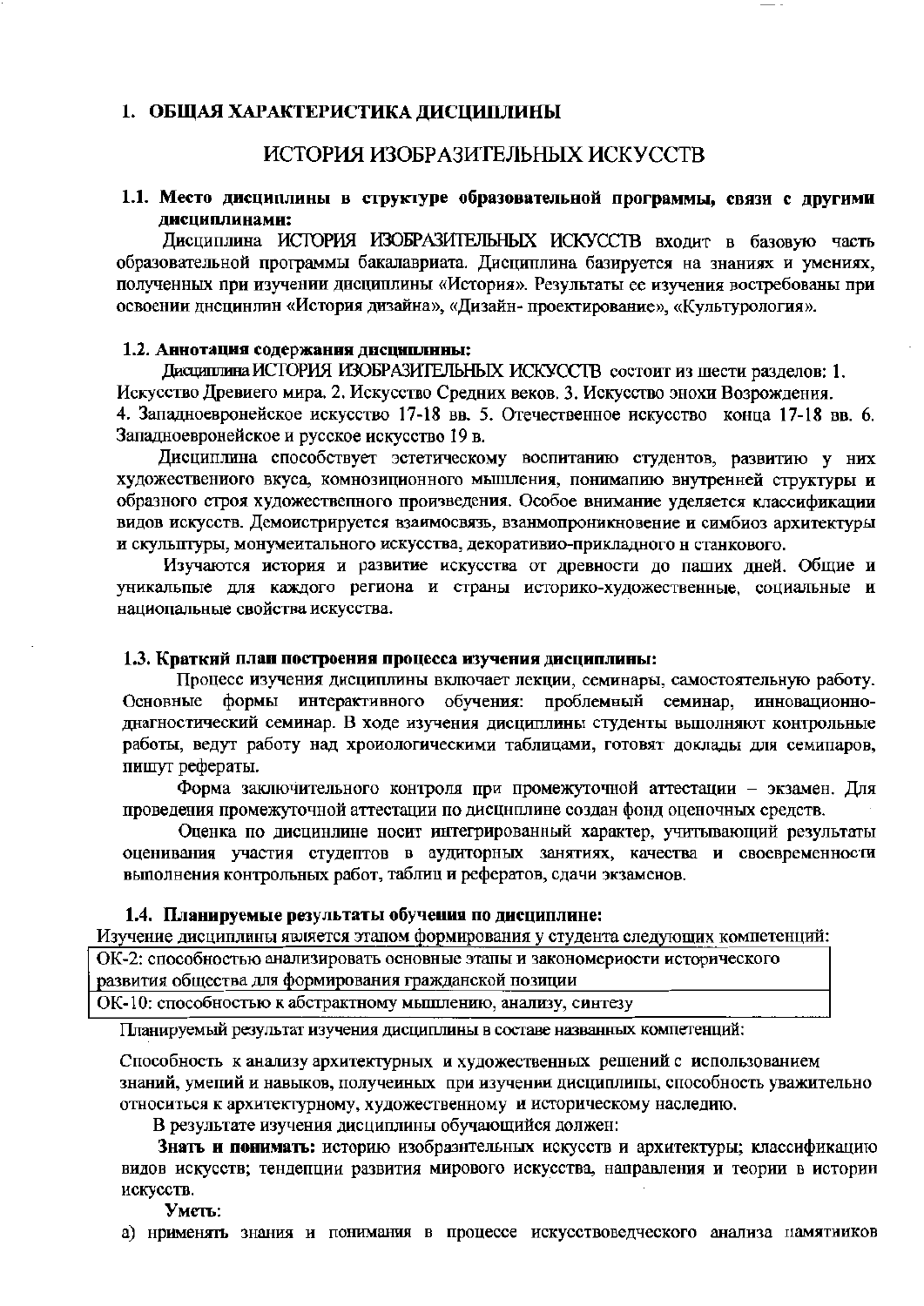## 1. ОБЩАЯ ХАРАКТЕРИСТИКА ДИСЦИПЛИНЫ

# ИСТОРИЯ ИЗОБРАЗИТЕЛЬНЫХ ИСКУССТВ

### 1.1. Место дисциплины в структуре образовательной программы, связи с другими дисциплинами:

Дисциплина ИСТОРИЯ ИЗОБРАЗИТЕЛЬНЫХ ИСКУССТВ входит в базовую часть образовательной программы бакалавриата. Дисциплина базируется на знаниях и умениях, полученных при изучении дисциплины «История». Результаты ее изучения востребованы при освоении дисциплин «История дизайна», «Дизайн- проектирование», «Культурология».

### 1.2. Аннотация содержания дисциплины:

Дисциплина ИСТОРИЯ ИЗОБРАЗИТЕЛЬНЫХ ИСКУССТВ состоит из шести разделов: 1. Искусство Древнего мира. 2. Искусство Средних веков. 3. Искусство эпохи Возрождения. 4. Западноевропейское искусство 17-18 вв. 5. Отечественное искусство конца 17-18 вв. 6. Западноевропейское и русское искусство 19 в.

Дисциплина способствует эстетическому воспитанию студентов, развитию у них художественного вкуса, композиционного мышления, пониманию внутренней структуры и образного строя художественного произведения. Особое внимание уделяется классификации видов искусств. Демонстрируется взаимосвязь, взаимопроникновение и симбиоз архитектуры и скульптуры, монументального искусства, декоративно-прикладного и станкового.

Изучаются история и развитие искусства от древности до наших дней. Общие и уникальные для каждого региона и страны историко-художественные, социальные и национальные свойства искусства.

### 1.3. Краткий план построения процесса изучения дисциплины:

Процесс изучения дисциплины включает лекции, семинары, самостоятельную работу. Основные формы интерактивного обучения: проблемный семинар, инновационно-диагностический семинар. В ходе изучения дисциплины студенты выполняют контрольные работы, ведут работу над хронологическими таблицами, готовят доклады для семинаров, пишут рефераты.

Форма заключительного контроля при промежуточной аттестации – экзамен. Для проведения промежуточной аттестации по дисциплине создан фонд оценочных средств.

Оценка по дисциплине носит интегрированный характер, учитывающий результаты оценивания участия студентов в аудиторных занятиях, качества и своевременности выполнения контрольных работ, таблиц и рефератов, сдачи экзаменов.

### 1.4. Планируемые результаты обучения по дисциплине:

Изучение дисциплины является этапом формирования у студента следующих компетенций:

| |
|---|
| ОК-2: способностью анализировать основные этапы и закономерности исторического развития общества для формирования гражданской позиции |
| ОК-10: способностью к абстрактному мышлению, анализу, синтезу |

Планируемый результат изучения дисциплины в составе названных компетенций:

Способность к анализу архитектурных и художественных решений с использованием знаний, умений и навыков, полученных при изучении дисциплины, способность уважительно относиться к архитектурному, художественному и историческому наследию.

В результате изучения дисциплины обучающийся должен:

**Знать и понимать:** историю изобразительных искусств и архитектуры; классификацию видов искусств; тенденции развития мирового искусства, направления и теории в истории искусств.

**Уметь:**

а) применять знания и понимания в процессе искусствоведческого анализа памятников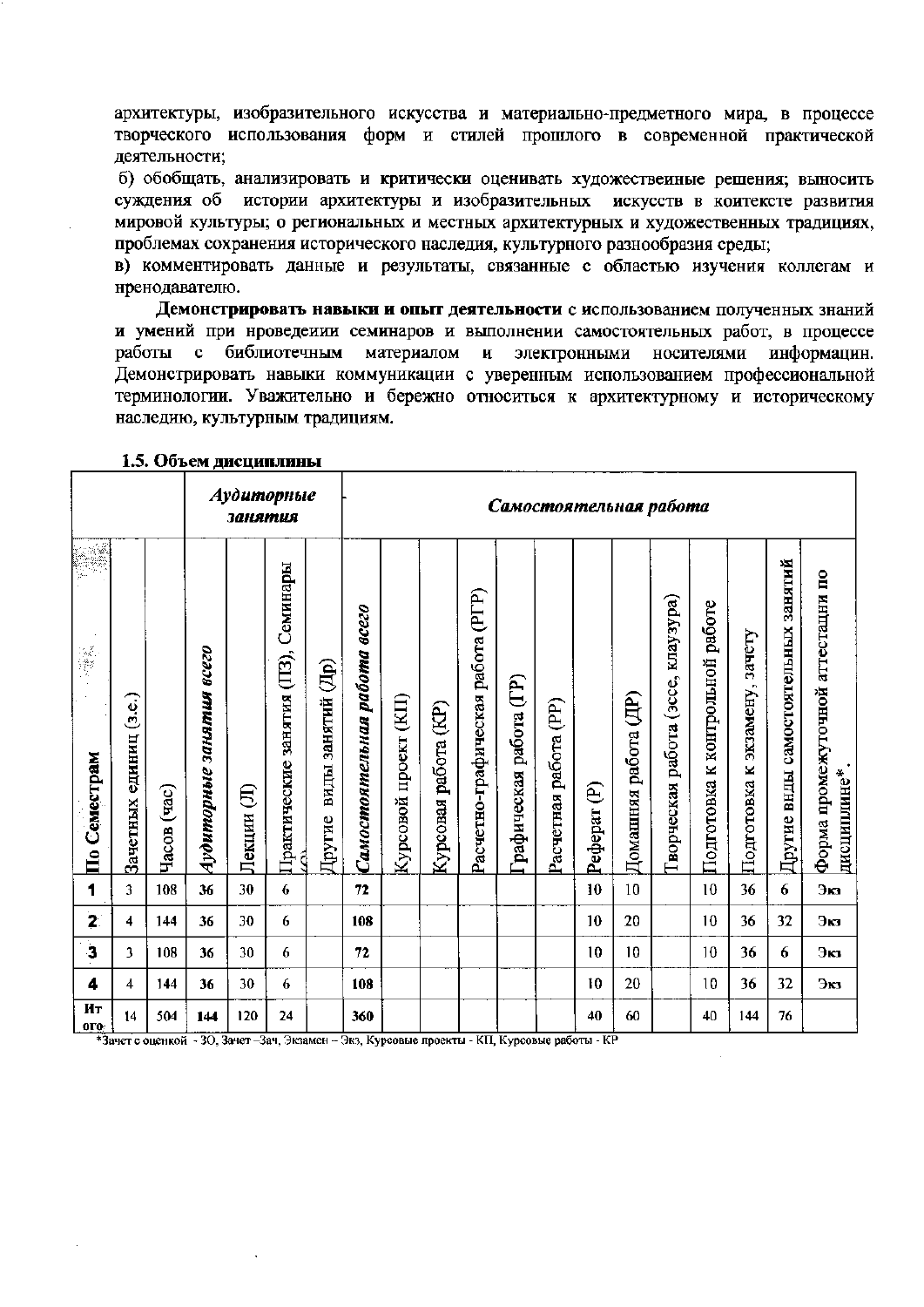архитектуры, изобразительного искусства и материально-предметного мира, в процессе творческого использования форм и стилей прошлого в современной практической деятельности;

б) обобщать, анализировать и критически оценивать художественные решения; выносить суждения об истории архитектуры и изобразительных искусств в контексте развития мировой культуры; о региональных и местных архитектурных и художественных традициях, проблемах сохранения исторического наследия, культурного разнообразия среды;

в) комментировать данные и результаты, связанные с областью изучения коллегам и преподавателю.

**Демонстрировать навыки и опыт деятельности** с использованием полученных знаний и умений при проведении семинаров и выполнении самостоятельных работ, в процессе работы с библиотечным материалом и электронными носителями информации. Демонстрировать навыки коммуникации с уверенным использованием профессиональной терминологии. Уважительно и бережно относиться к архитектурному и историческому наследию, культурным традициям.

**1.5. Объем дисциплины**

| | | | ***Аудиторные занятия*** | | | | ***Самостоятельная работа*** | | | | | | | | | | | | | |
|---|---|---|---|---|---|---|---|---|---|---|---|---|---|---|---|---|---|---|---|---|
| По Семестрам | Зачетных единиц (з.е.) | Часов (час) | ***Аудиторные занятия всего*** | Лекции (Л) | Практические занятия (ПЗ), Семинары (С) | Другие виды занятий (Др) | ***Самостоятельная работа всего*** | Курсовой проект (КП) | Курсовая работа (КР) | Расчетно-графическая работа (РГР) | Графическая работа (ГР) | Расчетная работа (РР) | Реферат (Р) | Домашняя работа (ДР) | Творческая работа (эссе, клаузура) | Подготовка к контрольной работе | Подготовка к экзамену, зачету | Другие виды самостоятельных занятий | Форма промежуточной аттестации по дисциплине* |
| **1** | 3 | 108 | **36** | 30 | 6 | | **72** | | | | | | 10 | 10 | | 10 | 36 | 6 | Экз |
| **2** | 4 | 144 | **36** | 30 | 6 | | **108** | | | | | | 10 | 20 | | 10 | 36 | 32 | Экз |
| **3** | 3 | 108 | **36** | 30 | 6 | | **72** | | | | | | 10 | 10 | | 10 | 36 | 6 | Экз |
| **4** | 4 | 144 | **36** | 30 | 6 | | **108** | | | | | | 10 | 20 | | 10 | 36 | 32 | Экз |
| **Итого** | 14 | 504 | **144** | 120 | 24 | | **360** | | | | | | 40 | 60 | | 40 | 144 | 76 | |

*Зачет с оценкой - ЗО, Зачет –Зач, Экзамен – Экз, Курсовые проекты - КП, Курсовые работы - КР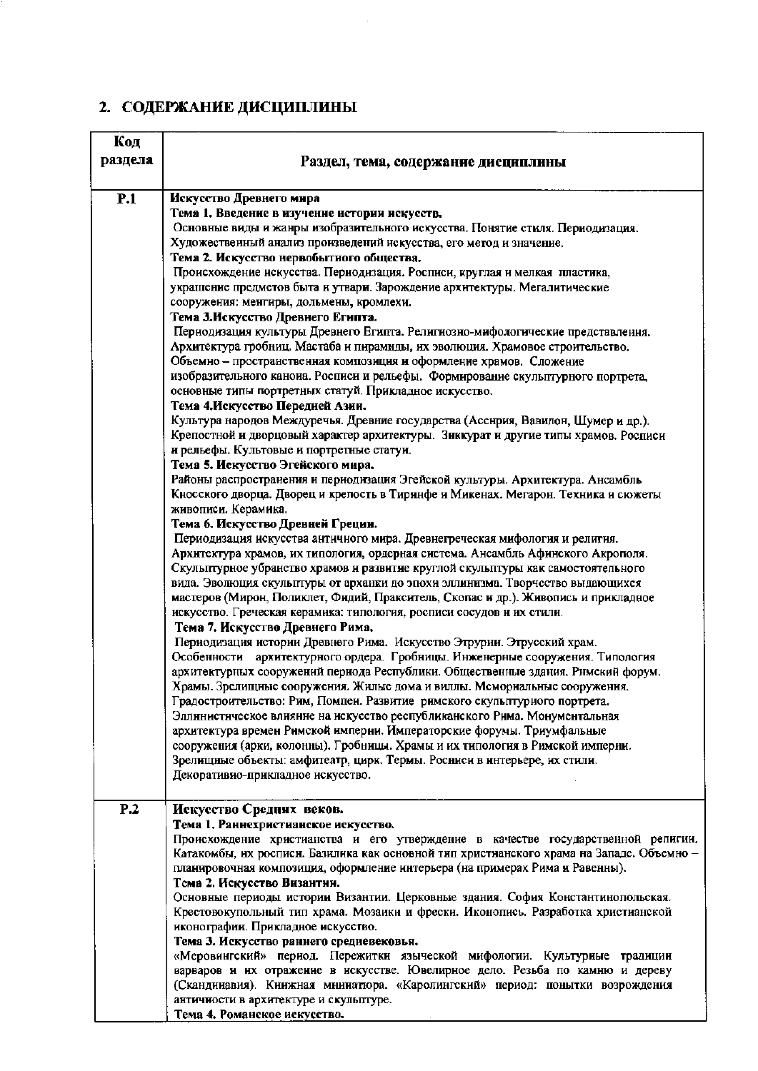## 2. СОДЕРЖАНИЕ ДИСЦИПЛИНЫ

| Код раздела | Раздел, тема, содержание дисциплины |
|---|---|
| Р.1 | **Искусство Древнего мира**<br>**Тема 1. Введение в изучение истории искусств.**<br>Основные виды и жанры изобразительного искусства. Понятие стиля. Периодизация. Художественный анализ произведений искусства, его метод и значение.<br>**Тема 2. Искусство первобытного общества.**<br>Происхождение искусства. Периодизация. Росписи, круглая и мелкая пластика, украшение предметов быта и утвари. Зарождение архитектуры. Мегалитические сооружения: менгиры, дольмены, кромлехи.<br>**Тема 3.Искусство Древнего Египта.**<br>Периодизация культуры Древнего Египта. Религиозно-мифологические представления. Архитектура гробниц. Мастаба и пирамиды, их эволюция. Храмовое строительство. Объемно – пространственная композиция и оформление храмов. Сложение изобразительного канона. Росписи и рельефы. Формирование скульптурного портрета, основные типы портретных статуй. Прикладное искусство.<br>**Тема 4.Искусство Передней Азии.**<br>Культура народов Междуречья. Древние государства (Ассирия, Вавилон, Шумер и др.). Крепостной и дворцовый характер архитектуры. Зиккурат и другие типы храмов. Росписи и рельефы. Культовые и портретные статуи.<br>**Тема 5. Искусство Эгейского мира.**<br>Районы распространения и периодизация Эгейской культуры. Архитектура. Ансамбль Кносского дворца. Дворец и крепость в Тиринфе и Микенах. Мегарон. Техника и сюжеты живописи. Керамика.<br>**Тема 6. Искусство Древней Греции.**<br>Периодизация искусства античного мира. Древнегреческая мифология и религия. Архитектура храмов, их типология, ордерная система. Ансамбль Афинского Акрополя. Скульптурное убранство храмов и развитие круглой скульптуры как самостоятельного вида. Эволюция скульптуры от архаики до эпохи эллинизма. Творчество выдающихся мастеров (Мирон, Поликлет, Фидий, Пракситель, Скопас и др.). Живопись и прикладное искусство. Греческая керамика: типология, росписи сосудов и их стили.<br>**Тема 7. Искусство Древнего Рима.**<br>Периодизация истории Древнего Рима. Искусство Этрурии. Этрусский храм. Особенности архитектурного ордера. Гробницы. Инженерные сооружения. Типология архитектурных сооружений периода Республики. Общественные здания. Римский форум. Храмы. Зрелищные сооружения. Жилые дома и виллы. Мемориальные сооружения. Градостроительство: Рим, Помпеи. Развитие римского скульптурного портрета. Эллинистическое влияние на искусство республиканского Рима. Монументальная архитектура времен Римской империи. Императорские форумы. Триумфальные сооружения (арки, колонны). Гробницы. Храмы и их типология в Римской империи. Зрелищные объекты: амфитеатр, цирк. Термы. Росписи в интерьере, их стили. Декоративно-прикладное искусство. |
| Р.2 | **Искусство Средних веков.**<br>**Тема 1. Раннехристианское искусство.**<br>Происхождение христианства и его утверждение в качестве государственной религии. Катакомбы, их росписи. Базилика как основной тип христианского храма на Западе. Объемно – планировочная композиция, оформление интерьера (на примерах Рима и Равенны).<br>**Тема 2. Искусство Византии.**<br>Основные периоды истории Византии. Церковные здания. София Константинопольская. Крестовокупольный тип храма. Мозаики и фрески. Иконопись. Разработка христианской иконографии. Прикладное искусство.<br>**Тема 3. Искусство раннего средневековья.**<br>«Меровингский» период. Пережитки языческой мифологии. Культурные традиции варваров и их отражение в искусстве. Ювелирное дело. Резьба по камню и дереву (Скандинавия). Книжная миниатюра. «Каролингский» период: попытки возрождения античности в архитектуре и скульптуре.<br>**Тема 4. Романское искусство.** |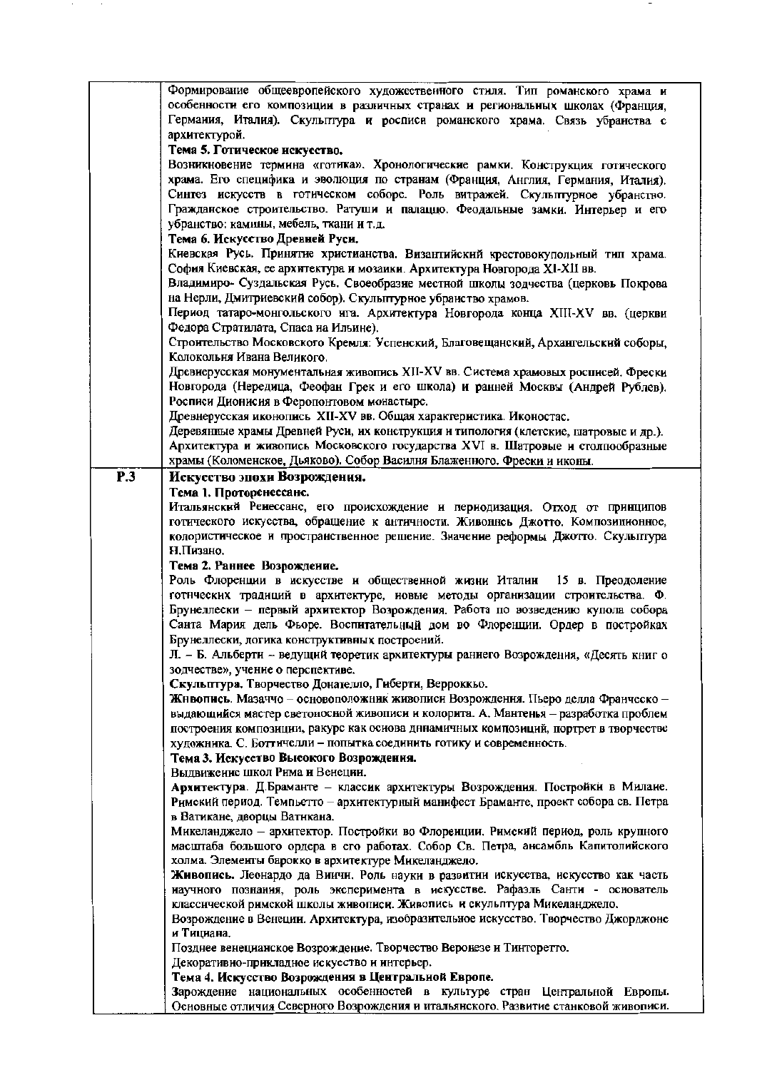| | |
|---|---|
| | Формирование общеевропейского художественного стиля. Тип романского храма и особенности его композиции в различных странах и региональных школах (Франция, Германия, Италия). Скульптура и росписи романского храма. Связь убранства с архитектурой.<br>**Тема 5. Готическое искусство.**<br>Возникновение термина «готика». Хронологические рамки. Конструкция готического храма. Его специфика и эволюция по странам (Франция, Англия, Германия, Италия). Синтез искусств в готическом соборе. Роль витражей. Скульптурное убранство. Гражданское строительство. Ратуши и палаццо. Феодальные замки. Интерьер и его убранство: камины, мебель, ткани и т.д.<br>**Тема 6. Искусство Древней Руси.**<br>Киевская Русь. Принятие христианства. Византийский крестовокупольный тип храма. София Киевская, ее архитектура и мозаики. Архитектура Новгорода XI-XII вв.<br>Владимиро- Суздальская Русь. Своеобразие местной школы зодчества (церковь Покрова на Нерли, Дмитриевский собор). Скульптурное убранство храмов.<br>Период татаро-монгольского ига. Архитектура Новгорода конца XIII-XV вв. (церкви Федора Стратилата, Спаса на Ильине).<br>Строительство Московского Кремля: Успенский, Благовещенский, Архангельский соборы, Колокольня Ивана Великого.<br>Древнерусская монументальная живопись XII-XV вв. Система храмовых росписей. Фрески Новгорода (Нередица, Феофан Грек и его школа) и ранней Москвы (Андрей Рублев). Росписи Дионисия в Ферапонтовом монастыре.<br>Древнерусская иконопись XII-XV вв. Общая характеристика. Иконостас.<br>Деревянные храмы Древней Руси, их конструкция и типология (клетские, шатровые и др.).<br>Архитектура и живопись Московского государства XVI в. Шатровые и столпообразные храмы (Коломенское, Дьяково). Собор Василия Блаженного. Фрески и иконы. |
| **Р.3** | ***Искусство эпохи Возрождения.***<br>**Тема 1. Проторенессанс.**<br>Итальянский Ренессанс, его происхождение и периодизация. Отход от принципов готического искусства, обращение к античности. Живопись Джотто. Композиционное, колористическое и пространственное решение. Значение реформы Джотто. Скульптура Н.Пизано.<br>**Тема 2. Раннее Возрождение.**<br>Роль Флоренции в искусстве и общественной жизни Италии 15 в. Преодоление готических традиций в архитектуре, новые методы организации строительства. Ф. Брунеллески – первый архитектор Возрождения. Работа по возведению купола собора Санта Мария дель Фьоре. Воспитательный дом во Флоренции. Ордер в постройках Брунеллески, логика конструктивных построений.<br>Л. – Б. Альберти – ведущий теоретик архитектуры раннего Возрождения, «Десять книг о зодчестве», учение о перспективе.<br>**Скульптура.** Творчество Донателло, Гиберти, Верроккьо.<br>**Живопись.** Мазаччо – основоположник живописи Возрождения. Пьеро делла Франческо – выдающийся мастер светоносной живописи и колорита. А. Мантенья – разработка проблем построения композиции, ракурс как основа динамичных композиций, портрет в творчестве художника. С. Боттичелли – попытка соединить готику и современность.<br>**Тема 3. Искусство Высокого Возрождения.**<br>Выдвижение школ Рима и Венеции.<br>**Архитектура.** Д.Браманте – классик архитектуры Возрождения. Постройки в Милане. Римский период. Темпьетто – архитектурный манифест Браманте, проект собора св. Петра в Ватикане, дворцы Ватикана.<br>Микеланджело – архитектор. Постройки во Флоренции. Римский период, роль крупного масштаба большого ордера в его работах. Собор Св. Петра, ансамбль Капитолийского холма. Элементы барокко в архитектуре Микеланджело.<br>**Живопись.** Леонардо да Винчи. Роль науки в развитии искусства, искусство как часть научного познания, роль эксперимента в искусстве. Рафаэль Санти - основатель классической римской школы живописи. Живопись и скульптура Микеланджело.<br>Возрождение в Венеции. Архитектура, изобразительное искусство. Творчество Джорджоне и Тициана.<br>Позднее венецианское Возрождение. Творчество Веронезе и Тинторетто.<br>Декоративно-прикладное искусство и интерьер.<br>**Тема 4. Искусство Возрождения в Центральной Европе.**<br>Зарождение национальных особенностей в культуре стран Центральной Европы. Основные отличия Северного Возрождения и итальянского. Развитие станковой живописи. |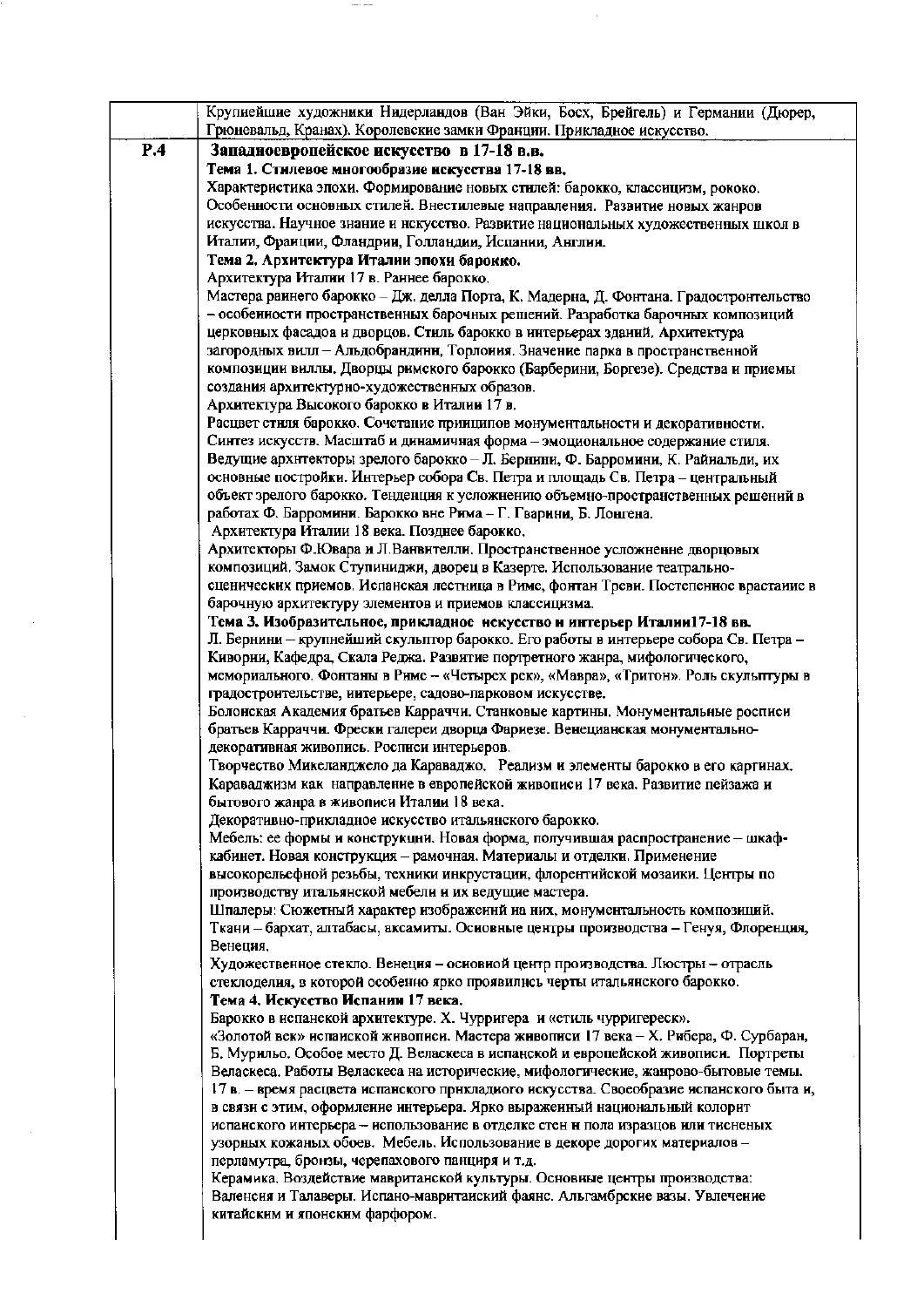| | |
|---|---|
| | Крупнейшие художники Нидерландов (Ван Эйки, Босх, Брейгель) и Германии (Дюрер, Грюневальд, Кранах). Королевские замки Франции. Прикладное искусство. |
| **Р.4** | **Западноевропейское искусство в 17-18 в.в.**<br>**Тема 1. Стилевое многообразие искусства 17-18 вв.**<br>Характеристика эпохи. Формирование новых стилей: барокко, классицизм, рококо. Особенности основных стилей. Внестилевые направления. Развитие новых жанров искусства. Научное знание и искусство. Развитие национальных художественных школ в Италии, Франции, Фландрии, Голландии, Испании, Англии.<br>**Тема 2. Архитектура Италии эпохи барокко.**<br>Архитектура Италии 17 в. Раннее барокко.<br>Мастера раннего барокко – Дж. делла Порта, К. Мадерна, Д. Фонтана. Градостроительство – особенности пространственных барочных решений. Разработка барочных композиций церковных фасадов и дворцов. Стиль барокко в интерьерах зданий. Архитектура загородных вилл – Альдобрандини, Торлония. Значение парка в пространственной композиции виллы. Дворцы римского барокко (Барберини, Боргезе). Средства и приемы создания архитектурно-художественных образов.<br>Архитектура Высокого барокко в Италии 17 в.<br>Расцвет стиля барокко. Сочетание принципов монументальности и декоративности. Синтез искусств. Масштаб и динамичная форма – эмоциональное содержание стиля. Ведущие архитекторы зрелого барокко – Л. Бернини, Ф. Барромини, К. Райнальди, их основные постройки. Интерьер собора Св. Петра и площадь Св. Петра – центральный объект зрелого барокко. Тенденция к усложнению объемно-пространственных решений в работах Ф. Барромини. Барокко вне Рима – Г. Гварини, Б. Лонгена.<br>Архитектура Италии 18 века. Позднее барокко.<br>Архитекторы Ф.Ювара и Л.Ванвителли. Пространственное усложнение дворцовых композиций. Замок Ступиниджи, дворец в Казерте. Использование театрально-сценических приемов. Испанская лестница в Риме, фонтан Треви. Постепенное врастание в барочную архитектуру элементов и приемов классицизма.<br>**Тема 3. Изобразительное, прикладное искусство и интерьер Италии17-18 вв.**<br>Л. Бернини – крупнейший скульптор барокко. Его работы в интерьере собора Св. Петра – Киворий, Кафедра, Скала Реджа. Развитие портретного жанра, мифологического, мемориального. Фонтаны в Риме – «Четырех рек», «Мавра», «Тритон». Роль скульптуры в градостроительстве, интерьере, садово-парковом искусстве.<br>Болонская Академия братьев Карраччи. Станковые картины. Монументальные росписи братьев Карраччи. Фрески галереи дворца Фарнезе. Венецианская монументально-декоративная живопись. Росписи интерьеров.<br>Творчество Микеланджело да Караваджо. Реализм и элементы барокко в его картинах. Караваджизм как направление в европейской живописи 17 века. Развитие пейзажа и бытового жанра в живописи Италии 18 века.<br>Декоративно-прикладное искусство итальянского барокко.<br>Мебель: ее формы и конструкции. Новая форма, получившая распространение – шкаф-кабинет. Новая конструкция – рамочная. Материалы и отделки. Применение высокорельефной резьбы, техники инкрустации, флорентийской мозаики. Центры по производству итальянской мебели и их ведущие мастера.<br>Шпалеры: Сюжетный характер изображений на них, монументальность композиций.<br>Ткани – бархат, алтабасы, аксамиты. Основные центры производства – Генуя, Флоренция, Венеция.<br>Художественное стекло. Венеция – основной центр производства. Люстры – отрасль стеклоделия, в которой особенно ярко проявились черты итальянского барокко.<br>**Тема 4. Искусство Испании 17 века.**<br>Барокко в испанской архитектуре. Х. Чурригера и «стиль чурригереск».<br>«Золотой век» испанской живописи. Мастера живописи 17 века – Х. Рибера, Ф. Сурбаран, Б. Мурильо. Особое место Д. Веласкеса в испанской и европейской живописи. Портреты Веласкеса. Работы Веласкеса на исторические, мифологические, жанрово-бытовые темы.<br>17 в. – время расцвета испанского прикладного искусства. Своеобразие испанского быта и, в связи с этим, оформление интерьера. Ярко выраженный национальный колорит испанского интерьера – использование в отделке стен и пола изразцов или тисненых узорных кожаных обоев. Мебель. Использование в декоре дорогих материалов – перламутра, бронзы, черепахового панциря и т.д.<br>Керамика. Воздействие мавританской культуры. Основные центры производства: Валенсия и Талаверы. Испано-мавританский фаянс. Альгамбрские вазы. Увлечение китайским и японским фарфором. |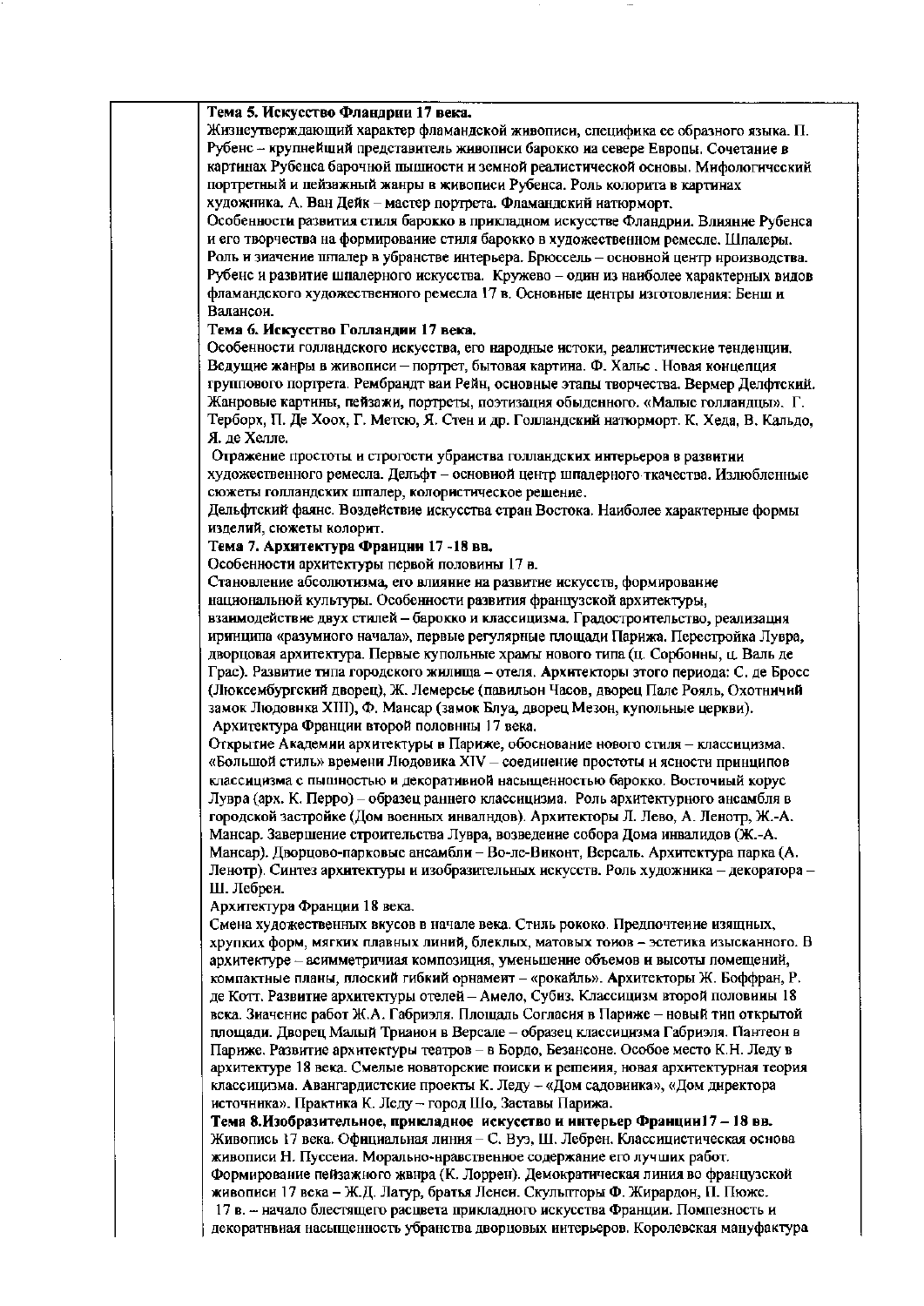**Тема 5. Искусство Фландрии 17 века.**

Жизнеутверждающий характер фламандской живописи, специфика ее образного языка. П. Рубенс – крупнейший представитель живописи барокко на севере Европы. Сочетание в картинах Рубенса барочной пышности и земной реалистической основы. Мифологический портретный и пейзажный жанры в живописи Рубенса. Роль колорита в картинах художника. А. Ван Дейк – мастер портрета. Фламандский натюрморт.

Особенности развития стиля барокко в прикладном искусстве Фландрии. Влияние Рубенса и его творчества на формирование стиля барокко в художественном ремесле. Шпалеры. Роль и значение шпалер в убранстве интерьера. Брюссель – основной центр производства. Рубенс и развитие шпалерного искусства. Кружево – один из наиболее характерных видов фламандского художественного ремесла 17 в. Основные центры изготовления: Бенш и Валансон.

**Тема 6. Искусство Голландии 17 века.**

Особенности голландского искусства, его народные истоки, реалистические тенденции. Ведущие жанры в живописи – портрет, бытовая картина. Ф. Хальс . Новая концепция группового портрета. Рембрандт ван Рейн, основные этапы творчества. Вермер Делфтский. Жанровые картины, пейзажи, портреты, поэтизация обыденного. «Малые голландцы». Г. Терборх, П. Де Хоох, Г. Метсю, Я. Стен и др. Голландский натюрморт. К. Хеда, В. Кальдо, Я. де Хелле.

Отражение простоты и строгости убранства голландских интерьеров в развитии художественного ремесла. Дельфт – основной центр шпалерного ткачества. Излюбленные сюжеты голландских шпалер, колористическое решение.

Дельфтский фаянс. Воздействие искусства стран Востока. Наиболее характерные формы изделий, сюжеты колорит.

**Тема 7. Архитектура Франции 17 -18 вв.**

Особенности архитектуры первой половины 17 в.

Становление абсолютизма, его влияние на развитие искусств, формирование национальной культуры. Особенности развития французской архитектуры, взаимодействие двух стилей – барокко и классицизма. Градостроительство, реализация принципа «разумного начала», первые регулярные площади Парижа. Перестройка Лувра, дворцовая архитектура. Первые купольные храмы нового типа (ц. Сорбонны, ц. Валь де Грас). Развитие типа городского жилища – отеля. Архитекторы этого периода: С. де Бросс (Люксембургский дворец), Ж. Лемерсье (павильон Часов, дворец Пале Рояль, Охотничий замок Людовика XIII), Ф. Мансар (замок Блуа, дворец Мезон, купольные церкви).

Архитектура Франции второй половины 17 века.

Открытие Академии архитектуры в Париже, обоснование нового стиля – классицизма. «Большой стиль» времени Людовика XIV – соединение простоты и ясности принципов классицизма с пышностью и декоративной насыщенностью барокко. Восточный корус Лувра (арх. К. Перро) – образец раннего классицизма. Роль архитектурного ансамбля в городской застройке (Дом военных инвалидов). Архитекторы Л. Лево, А. Ленотр, Ж.-А. Мансар. Завершение строительства Лувра, возведение собора Дома инвалидов (Ж.-А. Мансар). Дворцово-парковые ансамбли – Во-ле-Виконт, Версаль. Архитектура парка (А. Ленотр). Синтез архитектуры и изобразительных искусств. Роль художника – декоратора – Ш. Лебрен.

Архитектура Франции 18 века.

Смена художественных вкусов в начале века. Стиль рококо. Предпочтение изящных, хрупких форм, мягких плавных линий, блеклых, матовых тонов – эстетика изысканного. В архитектуре – асимметричная композиция, уменьшение объемов и высоты помещений, компактные планы, плоский гибкий орнамент – «рокайль». Архитекторы Ж. Боффран, Р. де Котт. Развитие архитектуры отелей – Амело, Субиз. Классицизм второй половины 18 века. Значение работ Ж.А. Габриэля. Площадь Согласия в Париже – новый тип открытой площади. Дворец Малый Трианон в Версале – образец классицизма Габриэля. Пантеон в Париже. Развитие архитектуры театров – в Бордо, Безансоне. Особое место К.Н. Леду в архитектуре 18 века. Смелые новаторские поиски и решения, новая архитектурная теория классицизма. Авангардистские проекты К. Леду – «Дом садовника», «Дом директора источника». Практика К. Леду – город Шо, Заставы Парижа.

**Тема 8.Изобразительное, прикладное искусство и интерьер Франции17 – 18 вв.**

Живопись 17 века. Официальная линия – С. Вуэ, Ш. Лебрен. Классицистическая основа живописи Н. Пуссена. Морально-нравственное содержание его лучших работ. Формирование пейзажного жанра (К. Лоррен). Демократическая линия во французской живописи 17 века – Ж.Д. Латур, братья Ленен. Скульпторы Ф. Жирардон, П. Пюже.

17 в. – начало блестящего расцвета прикладного искусства Франции. Помпезность и декоративная насыщенность убранства дворцовых интерьеров. Королевская мануфактура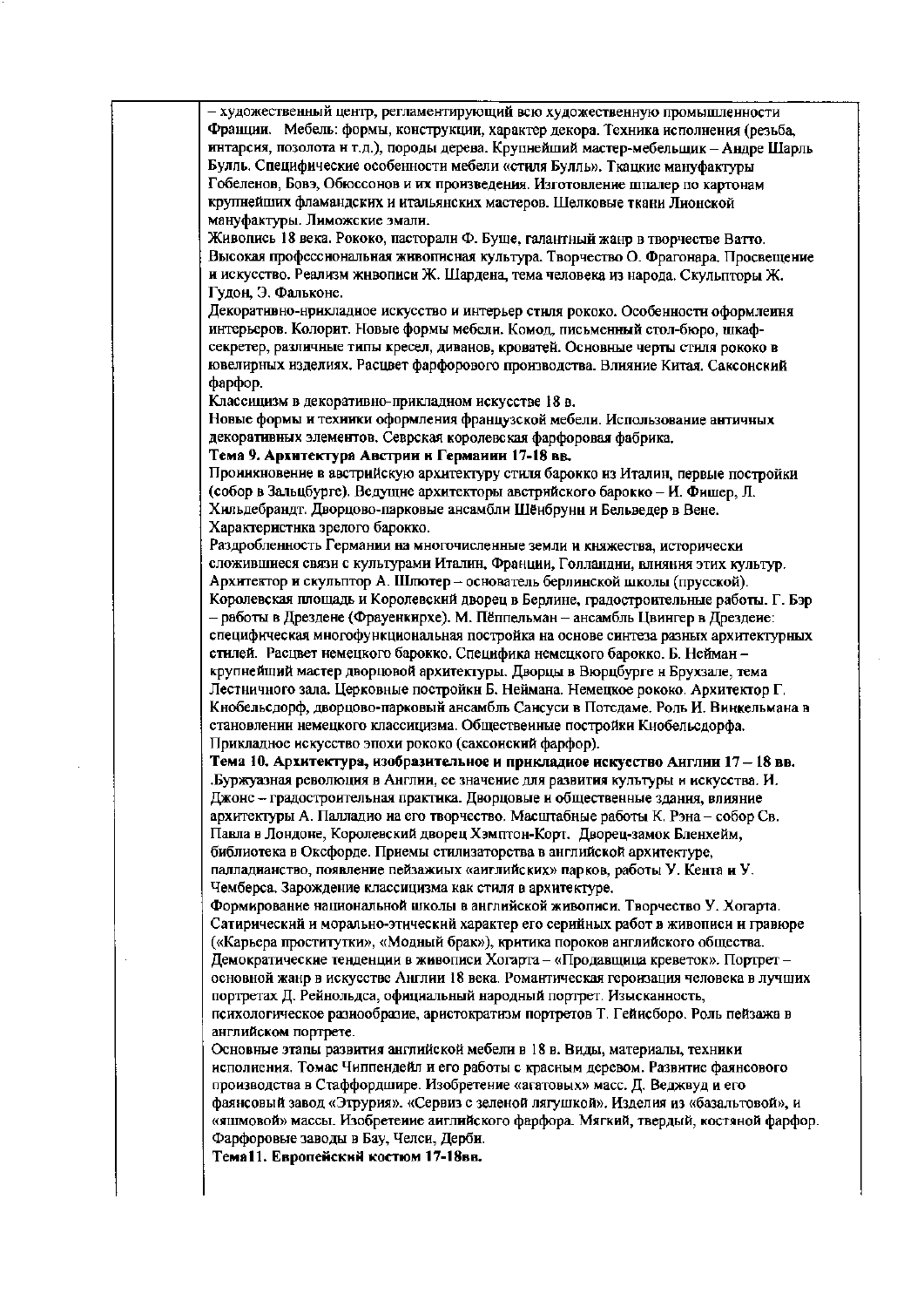– художественный центр, регламентирующий всю художественную промышленности Франции. Мебель: формы, конструкции, характер декора. Техника исполнения (резьба, интарсия, позолота и т.д.), породы дерева. Крупнейший мастер-мебельщик – Андре Шарль Булль. Специфические особенности мебели «стиля Булль». Ткацкие мануфактуры Гобеленов, Бовэ, Обюссонов и их произведения. Изготовление шпалер по картонам крупнейших фламандских и итальянских мастеров. Шелковые ткани Лионской мануфактуры. Лиможские эмали.

Живопись 18 века. Рококо, пасторали Ф. Буше, галантный жанр в творчестве Ватто. Высокая профессиональная живописная культура. Творчество О. Фрагонара. Просвещение и искусство. Реализм живописи Ж. Шардена, тема человека из народа. Скульпторы Ж. Гудон, Э. Фальконе.

Декоративно-прикладное искусство и интерьер стиля рококо. Особенности оформления интерьеров. Колорит. Новые формы мебели. Комод, письменный стол-бюро, шкаф-секретер, различные типы кресел, диванов, кроватей. Основные черты стиля рококо в ювелирных изделиях. Расцвет фарфорового производства. Влияние Китая. Саксонский фарфор.

Классицизм в декоративно-прикладном искусстве 18 в.

Новые формы и техники оформления французской мебели. Использование античных декоративных элементов. Севрская королевская фарфоровая фабрика.

**Тема 9. Архитектура Австрии и Германии 17-18 вв.**

Проникновение в австрийскую архитектуру стиля барокко из Италии, первые постройки (собор в Зальцбурге). Ведущие архитекторы австрийского барокко – И. Фишер, Л. Хильдебрандт. Дворцово-парковые ансамбли Шёнбрунн и Бельведер в Вене. Характеристика зрелого барокко.

Раздробленность Германии на многочисленные земли и княжества, исторически сложившиеся связи с культурами Италии, Франции, Голландии, влияния этих культур. Архитектор и скульптор А. Шлютер – основатель берлинской школы (прусской). Королевская площадь и Королевский дворец в Берлине, градостроительные работы. Г. Бэр – работы в Дрездене (Фрауенкирхе). М. Пёппельман – ансамбль Цвингер в Дрездене: специфическая многофункциональная постройка на основе синтеза разных архитектурных стилей. Расцвет немецкого барокко. Специфика немецкого барокко. Б. Нейман – крупнейший мастер дворцовой архитектуры. Дворцы в Вюрцбурге и Брухзале, тема Лестничного зала. Церковные постройки Б. Неймана. Немецкое рококо. Архитектор Г. Кнобельсдорф, дворцово-парковый ансамбль Сансуси в Потсдаме. Роль И. Винкельмана в становлении немецкого классицизма. Общественные постройки Кнобельсдорфа. Прикладное искусство эпохи рококо (саксонский фарфор).

**Тема 10. Архитектура, изобразительное и прикладное искусство Англии 17 – 18 вв.**

.Буржуазная революция в Англии, ее значение для развития культуры и искусства. И. Джонс – градостроительная практика. Дворцовые и общественные здания, влияние архитектуры А. Палладио на его творчество. Масштабные работы К. Рэна – собор Св. Павла в Лондоне, Королевский дворец Хэмптон-Корт. Дворец-замок Бленхейм, библиотека в Оксфорде. Приемы стилизаторства в английской архитектуре, палладианство, появление пейзажных «английских» парков, работы У. Кента и У. Чемберса. Зарождение классицизма как стиля в архитектуре.

Формирование национальной школы в английской живописи. Творчество У. Хогарта. Сатирический и морально-этический характер его серийных работ в живописи и гравюре («Карьера проститутки», «Модный брак»), критика пороков английского общества. Демократические тенденции в живописи Хогарта – «Продавщица креветок». Портрет – основной жанр в искусстве Англии 18 века. Романтическая героизация человека в лучших портретах Д. Рейнольдса, официальный народный портрет. Изысканность, психологическое разнообразие, аристократизм портретов Т. Гейнсборо. Роль пейзажа в английском портрете.

Основные этапы развития английской мебели в 18 в. Виды, материалы, техники исполнения. Томас Чиппендейл и его работы с красным деревом. Развитие фаянсового производства в Стаффордшире. Изобретение «агатовых» масс. Д. Веджвуд и его фаянсовый завод «Этрурия». «Сервиз с зеленой лягушкой». Изделия из «базальтовой», и «яшмовой» массы. Изобретение английского фарфора. Мягкий, твердый, костяной фарфор. Фарфоровые заводы в Бау, Челси, Дерби.

**Тема11. Европейский костюм 17-18вв.**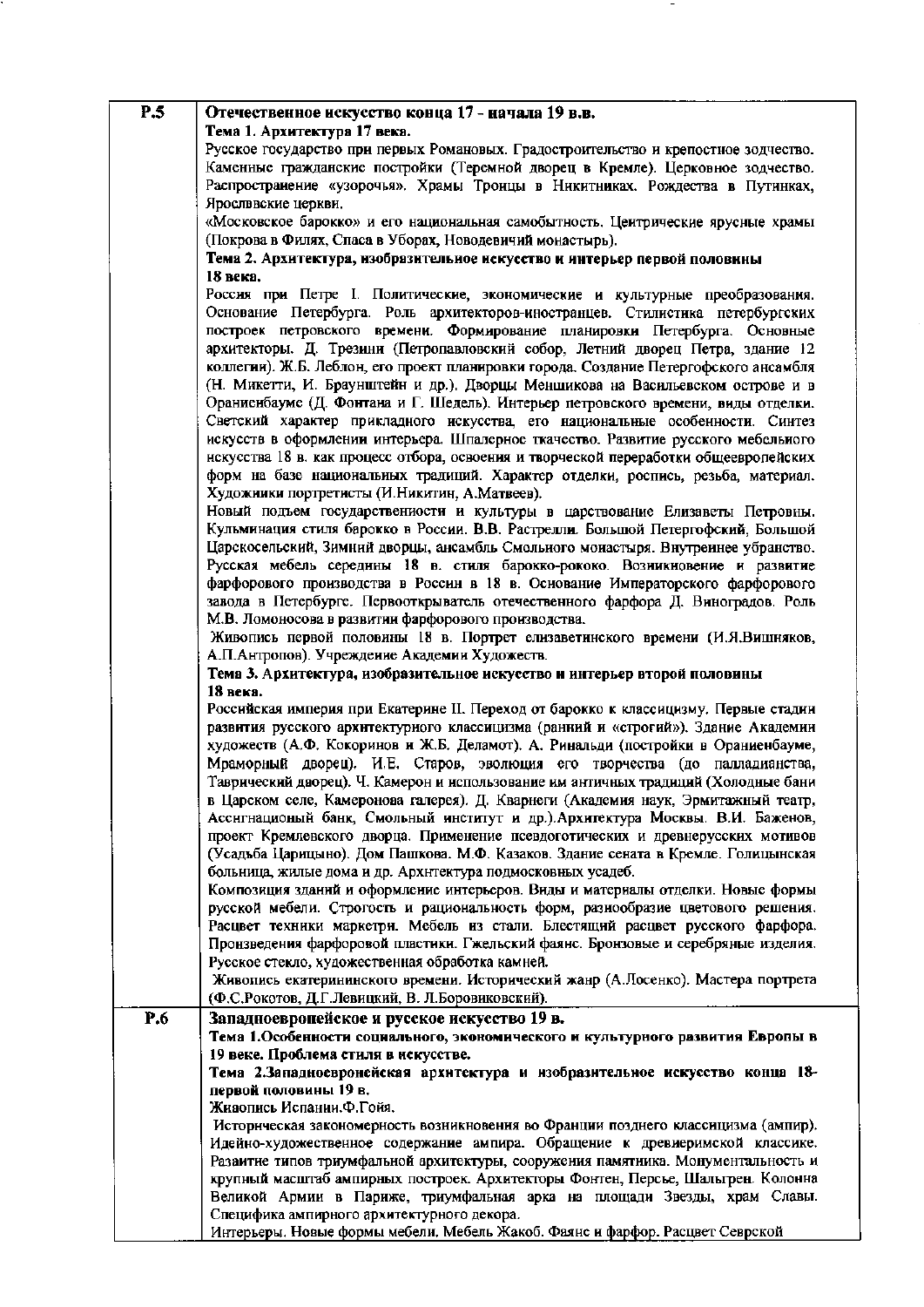| | |
|---|---|
| **Р.5** | **Отечественное искусство конца 17 - начала 19 в.в.**<br>**Тема 1. Архитектура 17 века.**<br>Русское государство при первых Романовых. Градостроительство и крепостное зодчество. Каменные гражданские постройки (Теремной дворец в Кремле). Церковное зодчество. Распространение «узорочья». Храмы Троицы в Никитниках. Рождества в Путинках, Ярославские церкви.<br>«Московское барокко» и его национальная самобытность. Центрические ярусные храмы (Покрова в Филях, Спаса в Уборах, Новодевичий монастырь).<br>**Тема 2. Архитектура, изобразительное искусство и интерьер первой половины 18 века.**<br>Россия при Петре I. Политические, экономические и культурные преобразования. Основание Петербурга. Роль архитекторов-иностранцев. Стилистика петербургских построек петровского времени. Формирование планировки Петербурга. Основные архитекторы. Д. Трезини (Петропавловский собор, Летний дворец Петра, здание 12 коллегии). Ж.Б. Леблон, его проект планировки города. Создание Петергофского ансамбля (Н. Микетти, И. Браунштейн и др.). Дворцы Меншикова на Васильевском острове и в Ораниенбауме (Д. Фонтана и Г. Шедель). Интерьер петровского времени, виды отделки. Светский характер прикладного искусства, его национальные особенности. Синтез искусств в оформлении интерьера. Шпалерное ткачество. Развитие русского мебельного искусства 18 в. как процесс отбора, освоения и творческой переработки общеевропейских форм на базе национальных традиций. Характер отделки, роспись, резьба, материал. Художники портретисты (И.Никитин, А.Матвеев).<br>Новый подъем государственности и культуры в царствование Елизаветы Петровны. Кульминация стиля барокко в России. В.В. Растрелли. Большой Петергофский, Большой Царскосельский, Зимний дворцы, ансамбль Смольного монастыря. Внутреннее убранство. Русская мебель середины 18 в. стиля барокко-рококо. Возникновение и развитие фарфорового производства в России в 18 в. Основание Императорского фарфорового завода в Петербурге. Первооткрыватель отечественного фарфора Д. Виноградов. Роль М.В. Ломоносова в развитии фарфорового производства.<br>Живопись первой половины 18 в. Портрет елизаветинского времени (И.Я.Вишняков, А.П.Антропов). Учреждение Академии Художеств.<br>**Тема 3. Архитектура, изобразительное искусство и интерьер второй половины 18 века.**<br>Российская империя при Екатерине II. Переход от барокко к классицизму. Первые стадии развития русского архитектурного классицизма (ранний и «строгий»). Здание Академии художеств (А.Ф. Кокоринов и Ж.Б. Деламот). А. Ринальди (постройки в Ораниенбауме, Мраморный дворец). И.Е. Старов, эволюция его творчества (до палладианства, Таврический дворец). Ч. Камерон и использование им античных традиций (Холодные бани в Царском селе, Камеронова галерея). Д. Кварнеги (Академия наук, Эрмитажный театр, Ассигнационый банк, Смольный институт и др.).Архитектура Москвы. В.И. Баженов, проект Кремлевского дворца. Применение псевдоготических и древнерусских мотивов (Усадьба Царицыно). Дом Пашкова. М.Ф. Казаков. Здание сената в Кремле. Голицынская больница, жилые дома и др. Архитектура подмосковных усадеб.<br>Композиция зданий и оформление интерьеров. Виды и материалы отделки. Новые формы русской мебели. Строгость и рациональность форм, разнообразие цветового решения. Расцвет техники маркетри. Мебель из стали. Блестящий расцвет русского фарфора. Произведения фарфоровой пластики. Гжельский фаянс. Бронзовые и серебряные изделия. Русское стекло, художественная обработка камней.<br>Живопись екатерининского времени. Исторический жанр (А.Лосенко). Мастера портрета (Ф.С.Рокотов, Д.Г.Левицкий, В. Л.Боровиковский). |
| **Р.6** | **Западноевропейское и русское искусство 19 в.**<br>**Тема 1.Особенности социального, экономического и культурного развития Европы в 19 веке. Проблема стиля в искусстве.**<br>**Тема 2.Западноевропейская архитектура и изобразительное искусство конца 18-первой половины 19 в.**<br>Живопись Испании.Ф.Гойя.<br>Историческая закономерность возникновения во Франции позднего классицизма (ампир). Идейно-художественное содержание ампира. Обращение к древнеримской классике. Развитие типов триумфальной архитектуры, сооружения памятника. Монументальность и крупный масштаб ампирных построек. Архитекторы Фонтен, Персье, Шальгрен. Колонна Великой Армии в Париже, триумфальная арка на площади Звезды, храм Славы. Специфика ампирного архитектурного декора.<br>Интерьеры. Новые формы мебели. Мебель Жакоб. Фаянс и фарфор. Расцвет Севрской |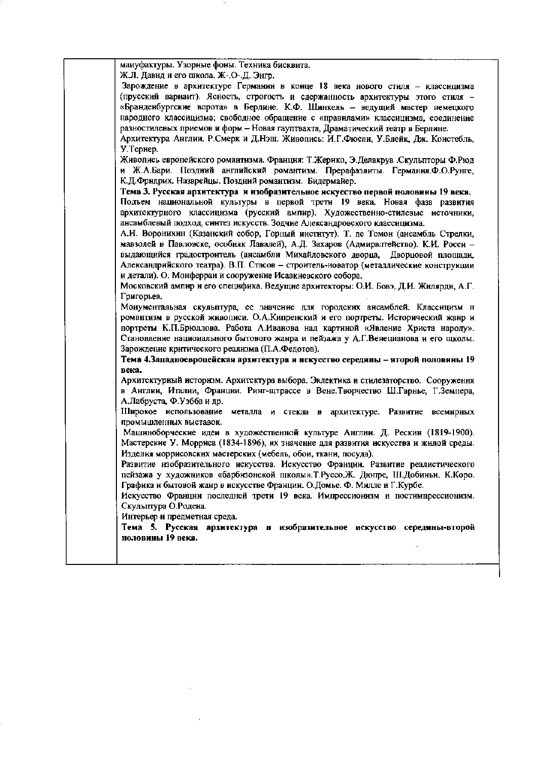мануфактуры. Узорные фоны. Техника бисквита.

Ж.Л. Давид и его школа. Ж.-О.-Д. Энгр.

Зарождение в архитектуре Германии в конце 18 века нового стиля – классицизма (прусский вариант). Ясность, строгость и сдержанность архитектуры этого стиля – «Бранденбургские ворота» в Берлине. К.Ф. Шинкель – ведущий мастер немецкого народного классицизма; свободное обращение с «правилами» классицизма, соединение разностилевых приемов и форм – Новая гауптвахта, Драматический театр в Берлине.

Архитектура Англии. Р.Смерк и Д.Нэш. Живопись: И.Г.Фюсли, У.Блейк, Дж. Констебль, У.Тернер.

Живопись европейского романтизма. Франция: Т.Жерико, Э.Делакруа .Скульпторы Ф.Рюд и Ж.А.Бари. Поздний английский романтизм. Прерафаэлиты. Германия.Ф.О.Рунге, К.Д.Фридрих. Назарейцы. Поздний романтизм. Бидермайер.

**Тема 3. Русская архитектура и изобразительное искусство первой половины 19 века.**

Подъем национальной культуры в первой трети 19 века. Новая фаза развития архитектурного классицизма (русский ампир). Художественно-стилевые источники, ансамблевый подход, синтез искусств. Зодчие Александровского классицизма.

А.Н. Воронихин (Казанский собор, Горный институт). Т. де Томон (ансамбль Стрелки, мавзолей в Павловске, особняк Лавалей), А.Д. Захаров (Адмиралтейство). К.И. Росси – выдающийся градостроитель (ансамбли Михайловского дворца, Дворцовой площади, Александрийского театра). В.П. Стасов – строитель-новатор (металлические конструкции и детали). О. Монферран и сооружение Исаакиевского собора.

Московский ампир и его специфика. Ведущие архитекторы: О.И. Бовэ, Д.И. Жилярди, А.Г. Григорьев.

Монументальная скульптура, ее значение для городских ансамблей. Классицизм и романтизм в русской живописи. О.А.Кипренский и его портреты. Исторический жанр и портреты К.П.Брюллова. Работа А.Иванова над картиной «Явление Христа народу». Становление национального бытового жанра и пейзажа у А.Г.Венецианова и его школы. Зарождение критического реализма (П.А.Федотов).

**Тема 4.Западноевропейская архитектура и искусство середины – второй половины 19 века.**

Архитектурный историзм. Архитектура выбора. Эклектика и стилезаторство. Сооружения в Англии, Италии, Франции. Ринг-штрассе в Вене.Творчество Ш.Гарнье, Г.Земпера, А.Лабруста, Ф.Уэбба и др.

Широкое использование металла и стекла в архитектуре. Развитие всемирных промышленных выставок.

Машиноборческие идеи в художественной культуре Англии. Д. Рескин (1819-1900). Мастерские У. Морриса (1834-1896), их значение для развития искусства и жилой среды. Изделия моррисовских мастерских (мебель, обои, ткани, посуда).

Развитие изобразительного искусства. Искусство Франции. Развитие реалистического пейзажа у художников «барбизонской школы».Т.Руссо,Ж. Дюпре, Ш.Добиньи. К.Коро. Графика и бытовой жанр в искусстве Франции. О.Домье. Ф. Милле и Г.Курбе.

Искусство Франции последней трети 19 века. Импрессионизм и постимпрессионизм. Скульптура О.Родена.

Интерьер и предметная среда.

**Тема 5. Русская архитектура и изобразительное искусство середины-второй половины 19 века.**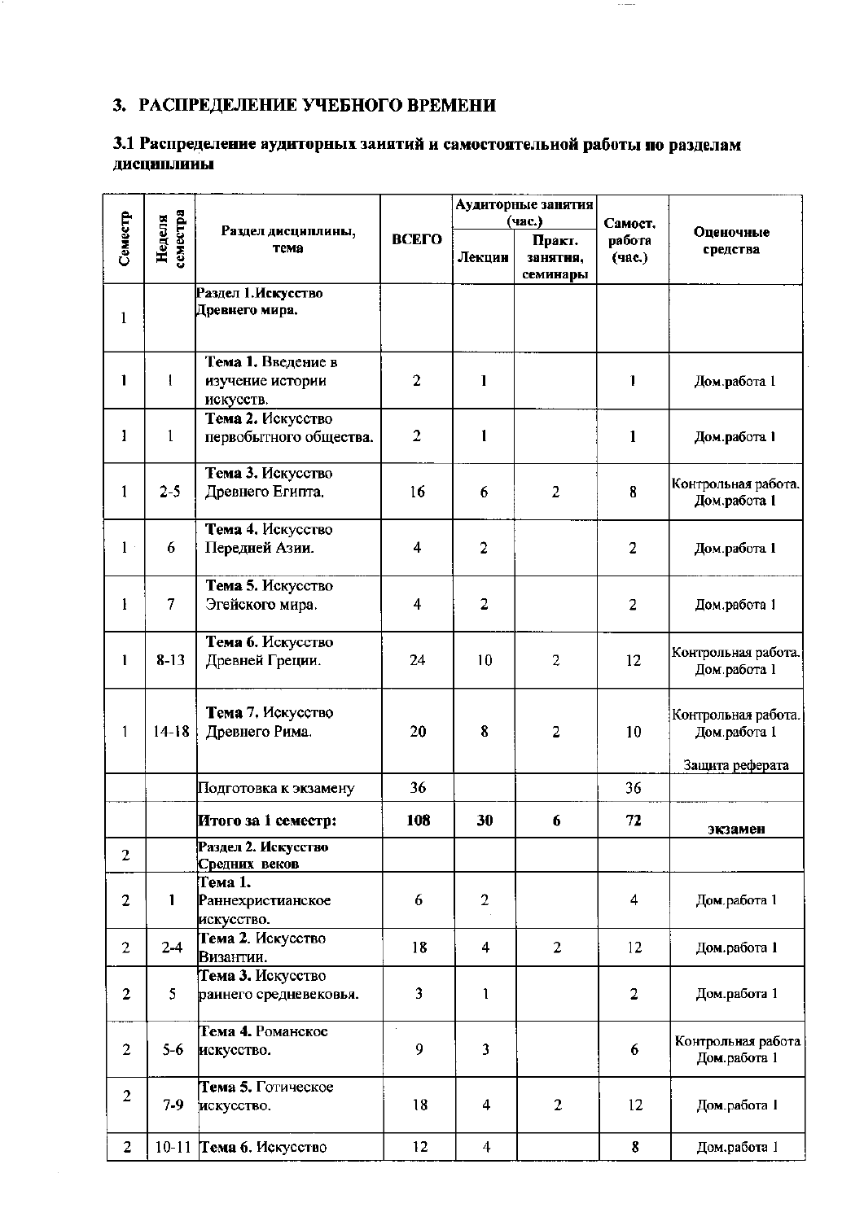## 3. РАСПРЕДЕЛЕНИЕ УЧЕБНОГО ВРЕМЕНИ

### 3.1 Распределение аудиторных занятий и самостоятельной работы по разделам дисциплины

| Семестр | Неделя семестра | Раздел дисциплины, тема | ВСЕГО | Аудиторные занятия (час.) | | Самост. работа (час.) | Оценочные средства |
|---|---|---|---|---|---|---|---|
| | | | | Лекции | Практ. занятия, семинары | | |
| 1 | | **Раздел 1. Искусство Древнего мира.** | | | | | |
| 1 | 1 | **Тема 1.** Введение в изучение истории искусств. | 2 | 1 | | 1 | Дом.работа 1 |
| 1 | 1 | **Тема 2.** Искусство первобытного общества. | 2 | 1 | | 1 | Дом.работа 1 |
| 1 | 2-5 | **Тема 3.** Искусство Древнего Египта. | 16 | 6 | 2 | 8 | Контрольная работа. Дом.работа 1 |
| 1 | 6 | **Тема 4.** Искусство Передней Азии. | 4 | 2 | | 2 | Дом.работа 1 |
| 1 | 7 | **Тема 5.** Искусство Эгейского мира. | 4 | 2 | | 2 | Дом.работа 1 |
| 1 | 8-13 | **Тема 6.** Искусство Древней Греции. | 24 | 10 | 2 | 12 | Контрольная работа. Дом.работа 1 |
| 1 | 14-18 | **Тема 7.** Искусство Древнего Рима. | 20 | 8 | 2 | 10 | Контрольная работа. Дом.работа 1 Защита реферата |
| | | Подготовка к экзамену | 36 | | | 36 | |
| | | **Итого за 1 семестр:** | **108** | **30** | **6** | **72** | **экзамен** |
| 2 | | **Раздел 2. Искусство Средних веков** | | | | | |
| 2 | 1 | **Тема 1.** Раннехристианское искусство. | 6 | 2 | | 4 | Дом.работа 1 |
| 2 | 2-4 | **Тема 2.** Искусство Византии. | 18 | 4 | 2 | 12 | Дом.работа 1 |
| 2 | 5 | **Тема 3.** Искусство раннего средневековья. | 3 | 1 | | 2 | Дом.работа 1 |
| 2 | 5-6 | **Тема 4.** Романское искусство. | 9 | 3 | | 6 | Контрольная работа Дом.работа 1 |
| 2 | 7-9 | **Тема 5.** Готическое искусство. | 18 | 4 | 2 | 12 | Дом.работа 1 |
| 2 | 10-11 | **Тема 6.** Искусство | 12 | 4 | | 8 | Дом.работа 1 |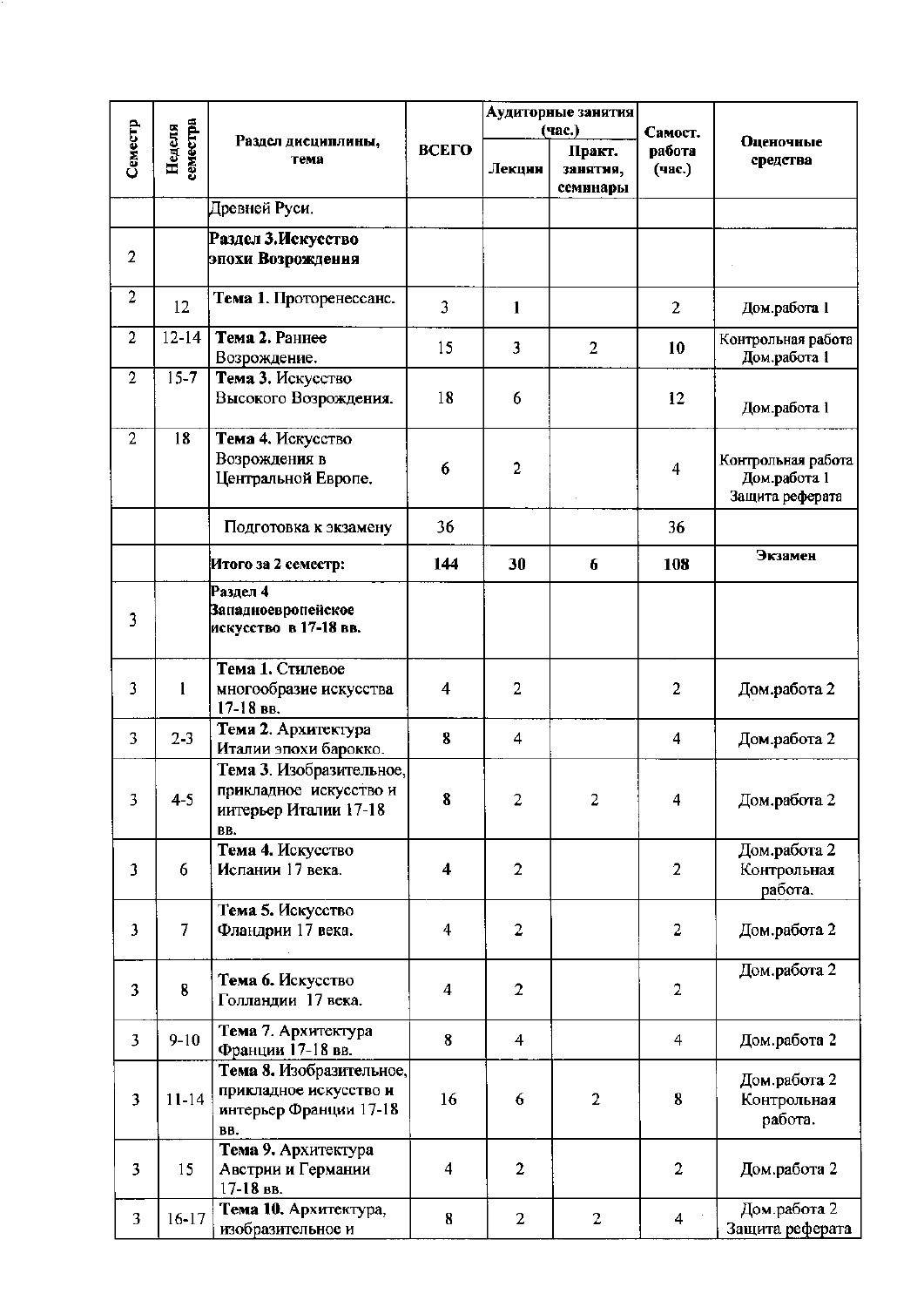| Семестр | Неделя семестра | Раздел дисциплины, тема | ВСЕГО | Аудиторные занятия (час.) | | Самост. работа (час.) | Оценочные средства |
|---|---|---|---|---|---|---|---|
| | | | | Лекции | Практ. занятия, семинары | | |
| | | Древней Руси. | | | | | |
| 2 | | **Раздел 3.Искусство эпохи Возрождения** | | | | | |
| 2 | 12 | **Тема 1.** Проторенессанс. | 3 | 1 | | 2 | Дом.работа 1 |
| 2 | 12-14 | **Тема 2.** Раннее Возрождение. | 15 | 3 | 2 | 10 | Контрольная работа Дом.работа 1 |
| 2 | 15-7 | **Тема 3.** Искусство Высокого Возрождения. | 18 | 6 | | 12 | Дом.работа 1 |
| 2 | 18 | **Тема 4.** Искусство Возрождения в Центральной Европе. | 6 | 2 | | 4 | Контрольная работа Дом.работа 1 Защита реферата |
| | | Подготовка к экзамену | 36 | | | 36 | |
| | | **Итого за 2 семестр:** | **144** | **30** | **6** | **108** | **Экзамен** |
| 3 | | **Раздел 4 Западноевропейское искусство в 17-18 вв.** | | | | | |
| 3 | 1 | **Тема 1.** Стилевое многообразие искусства 17-18 вв. | 4 | 2 | | 2 | Дом.работа 2 |
| 3 | 2-3 | **Тема 2.** Архитектура Италии эпохи барокко. | 8 | 4 | | 4 | Дом.работа 2 |
| 3 | 4-5 | **Тема 3.** Изобразительное, прикладное искусство и интерьер Италии 17-18 вв. | 8 | 2 | 2 | 4 | Дом.работа 2 |
| 3 | 6 | **Тема 4.** Искусство Испании 17 века. | 4 | 2 | | 2 | Дом.работа 2 Контрольная работа. |
| 3 | 7 | **Тема 5.** Искусство Фландрии 17 века. | 4 | 2 | | 2 | Дом.работа 2 |
| 3 | 8 | **Тема 6.** Искусство Голландии 17 века. | 4 | 2 | | 2 | Дом.работа 2 |
| 3 | 9-10 | **Тема 7.** Архитектура Франции 17-18 вв. | 8 | 4 | | 4 | Дом.работа 2 |
| 3 | 11-14 | **Тема 8.** Изобразительное, прикладное искусство и интерьер Франции 17-18 вв. | 16 | 6 | 2 | 8 | Дом.работа 2 Контрольная работа. |
| 3 | 15 | **Тема 9.** Архитектура Австрии и Германии 17-18 вв. | 4 | 2 | | 2 | Дом.работа 2 |
| 3 | 16-17 | **Тема 10.** Архитектура, изобразительное и | 8 | 2 | 2 | 4 | Дом.работа 2 Защита реферата |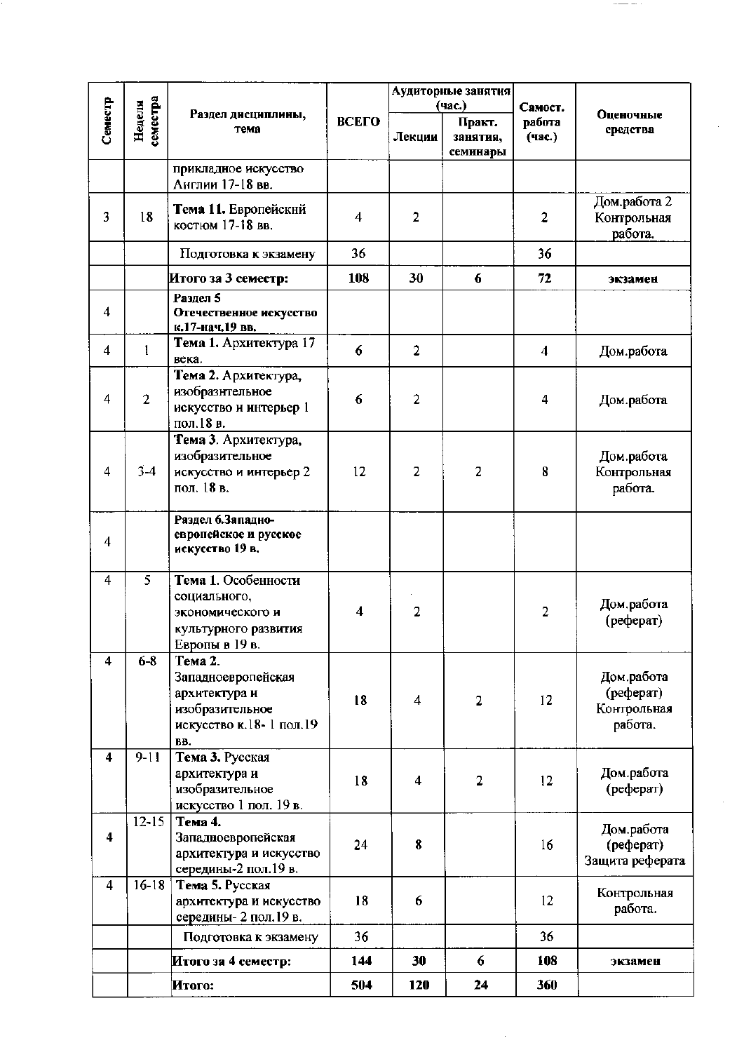| Семестр | Неделя семестра | Раздел дисциплины, тема | ВСЕГО | Аудиторные занятия (час.) | | Самост. работа (час.) | Оценочные средства |
|---|---|---|---|---|---|---|---|
| | | | | Лекции | Практ. занятия, семинары | | |
| | | прикладное искусство Англии 17-18 вв. | | | | | |
| 3 | 18 | **Тема 11.** Европейскнй костюм 17-18 вв. | 4 | 2 | | 2 | Дом.работа 2 Контрольная работа. |
| | | Подготовка к экзамену | 36 | | | 36 | |
| | | **Итого за 3 семестр:** | **108** | **30** | **6** | **72** | **экзамен** |
| 4 | | **Раздел 5 Отечественное искусство к.17-нач.19 вв.** | | | | | |
| 4 | 1 | **Тема 1.** Архитектура 17 века. | 6 | 2 | | 4 | Дом.работа |
| 4 | 2 | **Тема 2.** Архитектура, изобразнтельное искусство и интерьер 1 пол.18 в. | 6 | 2 | | 4 | Дом.работа |
| 4 | 3-4 | **Тема 3**. Архитектура, изобразительное искусство и интерьер 2 пол. 18 в. | 12 | 2 | 2 | 8 | Дом.работа Контрольная работа. |
| 4 | | **Раздел 6.Западно-европейское и русское искусство 19 в.** | | | | | |
| 4 | 5 | **Тема 1.** Особенности социального, экономического и культурного развития Европы в 19 в. | 4 | 2 | | 2 | Дом.работа (реферат) |
| 4 | 6-8 | **Тема 2.** Западноевропейская архитектура и изобразительное искусство к.18- 1 пол.19 вв. | 18 | 4 | 2 | 12 | Дом.работа (реферат) Контрольная работа. |
| 4 | 9-11 | **Тема 3.** Русская архитектура и изобразительное искусство 1 пол. 19 в. | 18 | 4 | 2 | 12 | Дом.работа (реферат) |
| 4 | 12-15 | **Тема 4.** Западноевропейская архитектура и искусство середины-2 пол.19 в. | 24 | 8 | | 16 | Дом.работа (реферат) Защита реферата |
| 4 | 16-18 | **Тема 5.** Русская архитектура и искусство середины- 2 пол.19 в. | 18 | 6 | | 12 | Контрольная работа. |
| | | Подготовка к экзамену | 36 | | | 36 | |
| | | **Итого за 4 семестр:** | **144** | **30** | **6** | **108** | **экзамен** |
| | | **Итого:** | **504** | **120** | **24** | **360** | |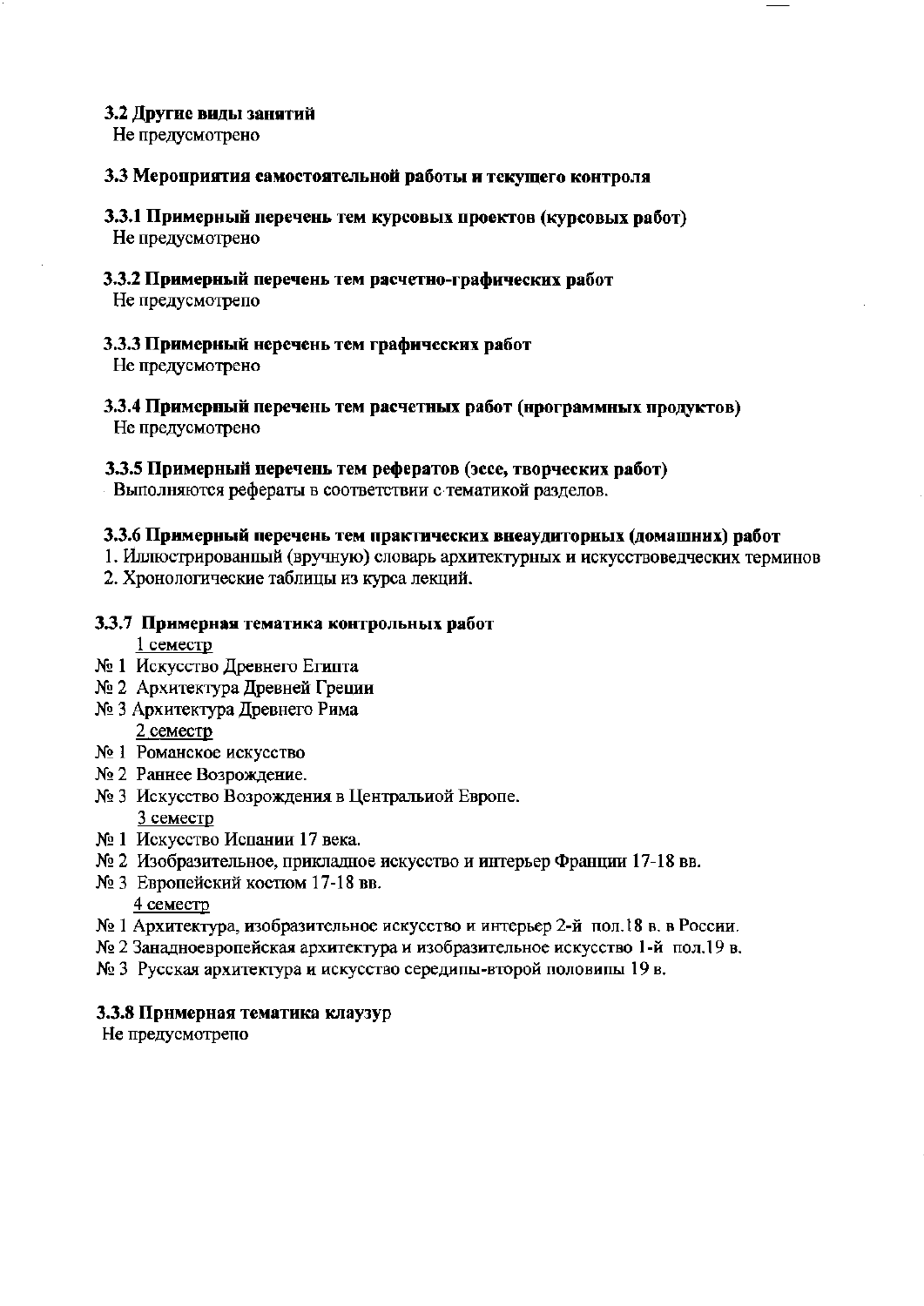### 3.2 Другие виды занятий

Не предусмотрено

### 3.3 Мероприятия самостоятельной работы и текущего контроля

#### 3.3.1 Примерный перечень тем курсовых проектов (курсовых работ)

Не предусмотрено

#### 3.3.2 Примерный перечень тем расчетно-графических работ

Не предусмотрено

#### 3.3.3 Примерный перечень тем графических работ

Не предусмотрено

#### 3.3.4 Примерный перечень тем расчетных работ (программных продуктов)

Не предусмотрено

#### 3.3.5 Примерный перечень тем рефератов (эссе, творческих работ)

Выполняются рефераты в соответствии с тематикой разделов.

#### 3.3.6 Примерный перечень тем практических внеаудиторных (домашних) работ

1. Иллюстрированный (вручную) словарь архитектурных и искусствоведческих терминов
2. Хронологические таблицы из курса лекций.

#### 3.3.7 Примерная тематика контрольных работ

1 семестр

№ 1 Искусство Древнего Египта
№ 2 Архитектура Древней Греции
№ 3 Архитектура Древнего Рима

2 семестр

№ 1 Романское искусство
№ 2 Раннее Возрождение.
№ 3 Искусство Возрождения в Центральной Европе.

3 семестр

№ 1 Искусство Испании 17 века.
№ 2 Изобразительное, прикладное искусство и интерьер Франции 17-18 вв.
№ 3 Европейский костюм 17-18 вв.

4 семестр

№ 1 Архитектура, изобразительное искусство и интерьер 2-й пол.18 в. в России.
№ 2 Западноевропейская архитектура и изобразительное искусство 1-й пол.19 в.
№ 3 Русская архитектура и искусство середины-второй половины 19 в.

#### 3.3.8 Примерная тематика клаузур

Не предусмотрено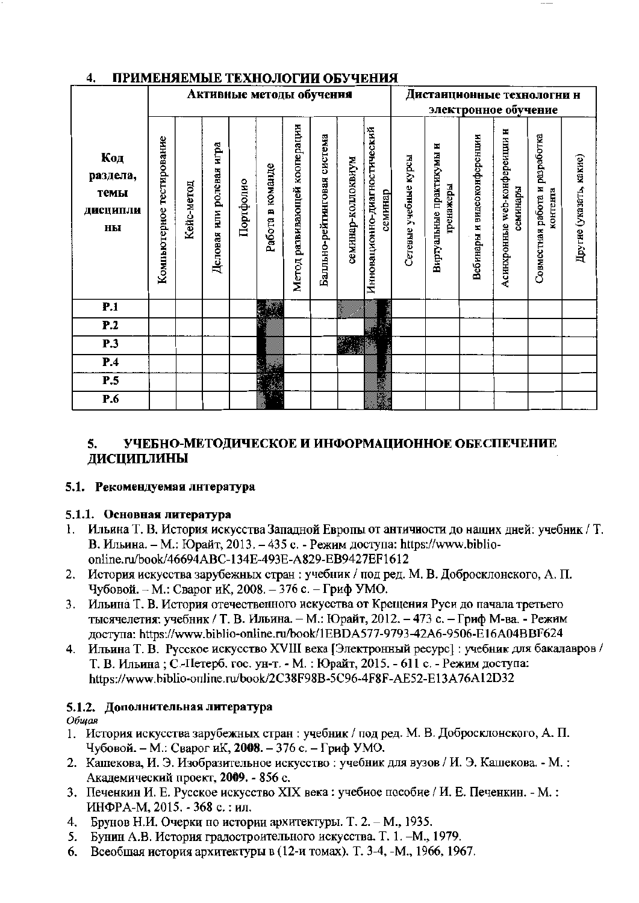## 4. ПРИМЕНЯЕМЫЕ ТЕХНОЛОГИИ ОБУЧЕНИЯ

| Код раздела, темы дисциплины | Активные методы обучения | | | | | | | | | Дистанционные технологии и электронное обучение | | | | | |
|---|---|---|---|---|---|---|---|---|---|---|---|---|---|---|---|
| | Компьютерное тестирование | Кейс-метод | Деловая или ролевая игра | Портфолио | Работа в команде | Метод развивающей кооперации | Балльно-рейтинговая система | семинар-коллоквиум | Инновационно-диагностический семинар | Сетевые учебные курсы | Виртуальные практикумы и тренажеры | Вебинары и видеоконференции | Асинхронные web-конференции и семинары | Совместная работа и разработка контента | Другие (указать, какие) |
| **Р.1** | | | | | + | | | + | + | | | | | | |
| **Р.2** | | | | | + | | | | + | | | | | | |
| **Р.3** | | | | | + | | | + | + | | | | | | |
| **Р.4** | | | | | + | | | | + | | | | | | |
| **Р.5** | | | | | + | | | | + | | | | | | |
| **Р.6** | | | | | + | | | | + | | | | | | |

## 5. УЧЕБНО-МЕТОДИЧЕСКОЕ И ИНФОРМАЦИОННОЕ ОБЕСПЕЧЕНИЕ ДИСЦИПЛИНЫ

### 5.1. Рекомендуемая литература

#### 5.1.1. Основная литература

1. Ильина Т. В. История искусства Западной Европы от античности до наших дней: учебник / Т. В. Ильина. – М.: Юрайт, 2013. – 435 с. - Режим доступа: https://www.biblio-online.ru/book/46694ABC-134E-493E-A829-EB9427EF1612
2. История искусства зарубежных стран : учебник / под ред. М. В. Доброклонского, А. П. Чубовой. – М.: Сварог иК, 2008. – 376 с. – Гриф УМО.
3. Ильина Т. В. История отечественного искусства от Крещения Руси до начала третьего тысячелетия: учебник / Т. В. Ильина. – М.: Юрайт, 2012. – 473 с. – Гриф М-ва. - Режим доступа: https://www.biblio-online.ru/book/1EBDA577-9793-42A6-9506-E16A04BBF624
4. Ильина Т. В. Русское искусство XVIII века [Электронный ресурс] : учебник для бакалавров / Т. В. Ильина ; С.-Петерб. гос. ун-т. - М. : Юрайт, 2015. - 611 с. - Режим доступа: https://www.biblio-online.ru/book/2C38F98B-5C96-4F8F-AE52-E13A76A12D32

#### 5.1.2. Дополнительная литература

*Общая*

1. История искусства зарубежных стран : учебник / под ред. М. В. Доброклонского, А. П. Чубовой. – М.: Сварог иК, **2008**. – 376 с. – Гриф УМО.
2. Кашекова, И. Э. Изобразительное искусство : учебник для вузов / И. Э. Кашекова. - М. : Академический проект, **2009**. - 856 с.
3. Печенкин И. Е. Русское искусство XIX века : учебное пособие / И. Е. Печенкин. - М. : ИНФРА-М, 2015. - 368 с. : ил.
4. Брунов Н.И. Очерки по истории архитектуры. Т. 2. – М., 1935.
5. Бунин А.В. История градостроительного искусства. Т. 1. –М., 1979.
6. Всеобщая история архитектуры в (12-и томах). Т. 3-4, -М., 1966, 1967.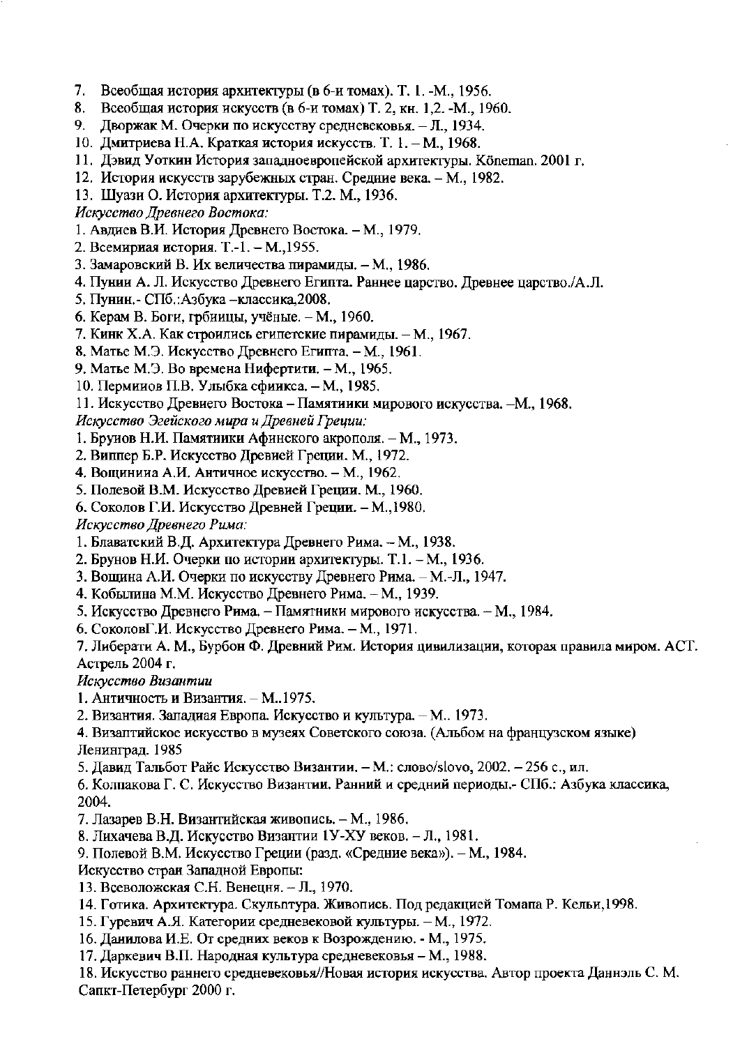7. Всеобщая история архитектуры (в 6-и томах). Т. 1. -М., 1956.
8. Всеобщая история искусств (в 6-и томах) Т. 2, кн. 1,2. -М., 1960.
9. Дворжак М. Очерки по искусству средневековья. – Л., 1934.
10. Дмитриева Н.А. Краткая история искусств. Т. 1. – М., 1968.
11. Дэвид Уоткин История западноевропейской архитектуры. Könemann. 2001 г.
12. История искусств зарубежных стран. Средние века. – М., 1982.
13. Шуази О. История архитектуры. Т.2. М., 1936.

*Искусство Древнего Востока:*

1. Авдиев В.И. История Древнего Востока. – М., 1979.
2. Всемирная история. Т.-1. – М.,1955.
3. Замаровский В. Их величества пирамиды. – М., 1986.
4. Пунин А. Л. Искусство Древнего Египта. Раннее царство. Древнее царство./А.Л.
5. Пунин.- СПб.:Азбука –классика,2008.
6. Керам В. Боги, грбницы, учёные. – М., 1960.
7. Кинк Х.А. Как строились египетские пирамиды. – М., 1967.
8. Матье М.Э. Искусство Древнего Египта. – М., 1961.
9. Матье М.Э. Во времена Нифертити. – М., 1965.
10. Перминов П.В. Улыбка сфинкса. – М., 1985.
11. Искусство Древнего Востока – Памятники мирового искусства. –М., 1968.

*Искусство Эгейского мира и Древней Греции:*

1. Брунов Н.И. Памятники Афинского акрополя. – М., 1973.
2. Виппер Б.Р. Искусство Древней Греции. М., 1972.
4. Вощинина А.И. Античное искусство. – М., 1962.
5. Полевой В.М. Искусство Древней Греции. М., 1960.
6. Соколов Г.И. Искусство Древней Греции. – М.,1980.

*Искусство Древнего Рима:*

1. Блаватский В.Д. Архитектура Древнего Рима. – М., 1938.
2. Брунов Н.И. Очерки по истории архитектуры. Т.1. – М., 1936.
3. Вощина А.И. Очерки по искусству Древнего Рима. – М.-Л., 1947.
4. Кобылина М.М. Искусство Древнего Рима. – М., 1939.
5. Искусство Древнего Рима. – Памятники мирового искусства. – М., 1984.
6. СоколовГ.И. Искусство Древнего Рима. – М., 1971.
7. Либерати А. М., Бурбон Ф. Древний Рим. История цивилизации, которая правила миром. АСТ. Астрель 2004 г.

*Искусство Византии*

1. Античность и Византия. – М..1975.
2. Византия. Западная Европа. Искусство и культура. – М.. 1973.
4. Византийское искусство в музеях Советского союза. (Альбом на французском языке) Ленинград. 1985
5. Давид Тальбот Райс Искусство Византии. – М.: слово/slovo, 2002. – 256 с., ил.
6. Колпакова Г. С. Искусство Византии. Ранний и средний периоды.- СПб.: Азбука классика, 2004.
7. Лазарев В.Н. Византийская живопись. – М., 1986.
8. Лихачева В.Д. Искусство Византии 1У-ХУ веков. – Л., 1981.
9. Полевой В.М. Искусство Греции (разд. «Средние века»). – М., 1984.

Искусство стран Западной Европы:

13. Всеволожская С.Н. Венеция. – Л., 1970.
14. Готика. Архитектура. Скульптура. Живопись. Под редакцией Томапа Р. Кельи,1998.
15. Гуревич А.Я. Категории средневековой культуры. – М., 1972.
16. Данилова И.Е. От средних веков к Возрождению. - М., 1975.
17. Даркевич В.П. Народная культура средневековья – М., 1988.
18. Искусство раннего средневековья//Новая история искусства. Автор проекта Даниэль С. М. Санкт-Петербург 2000 г.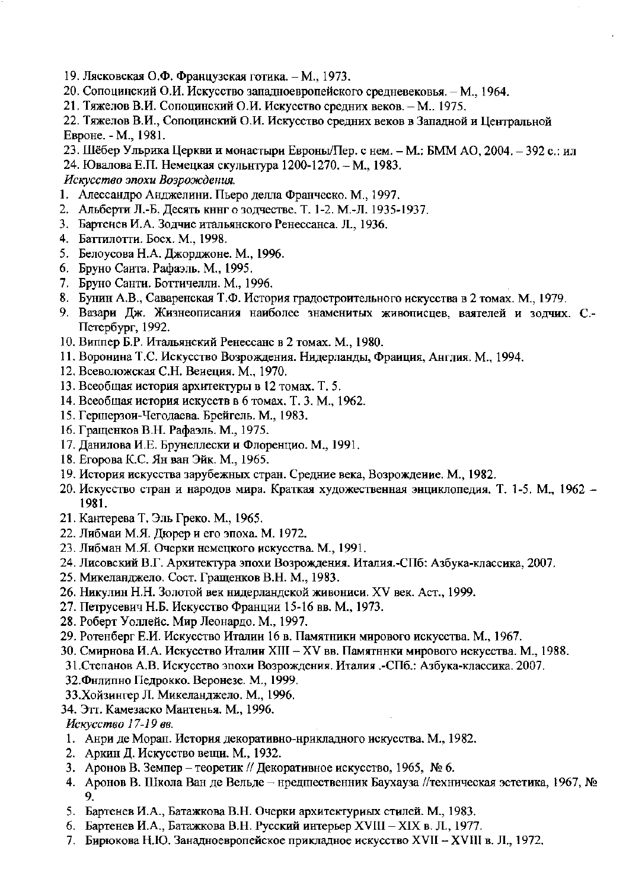19. Лясковская О.Ф. Французская готика. – М., 1973.
20. Сопоцинский О.И. Искусство западноевропейского средневековья. – М., 1964.
21. Тяжелов В.И. Сопоцинский О.И. Искусство средних веков. – М.. 1975.
22. Тяжелов В.И., Сопоцинский О.И. Искусство средних веков в Западной и Центральной Евроне. - М., 1981.
23. Шёбер Ульрика Церкви и монастыри Евроны/Пер. с нем. – М.: БММ АО, 2004. – 392 с.: ил
24. Ювалова Е.П. Немецкая скульнтура 1200-1270. – М., 1983.

*Искусство эпохи Возрождения.*

1. Алессандро Анджелини. Пьеро делла Франческо. М., 1997.
2. Альберти Л.-Б. Десять кннг о зодчестве. Т. 1-2. М.-Л. 1935-1937.
3. Бартенев И.А. Зодчие итальянского Ренессанса. Л., 1936.
4. Баттилотти. Босх. М., 1998.
5. Белоусова Н.А. Джорджоне. М., 1996.
6. Бруно Санта. Рафаэль. М., 1995.
7. Бруно Санти. Боттичелли. М., 1996.
8. Бунин А.В., Саваренская Т.Ф. История градостроительного искусства в 2 томах. М., 1979.
9. Вазари Дж. Жизнеописания наиболее знаменитых живописцев, ваятелей и зодчих. С.-Петербург, 1992.
10. Виппер Б.Р. Итальянский Ренессанс в 2 томах. М., 1980.
11. Воронина Т.С. Искусство Возрождения. Нидерланды, Фраиция, Англия. М., 1994.
12. Всеволожская С.Н. Венеция. М., 1970.
13. Всеобщая история архитектуры в 12 томах. Т. 5.
14. Всеобщая история искусств в 6 томах. Т. 3. М., 1962.
15. Гершерзон-Чегодаева. Брейгель. М., 1983.
16. Гращенков В.Н. Рафаэль. М., 1975.
17. Данилова И.Е. Брунеллески и Флоренцио. М., 1991.
18. Егорова К.С. Ян ван Эйк. М., 1965.
19. История искусства зарубежных стран. Средние века, Возрождеиие. М., 1982.
20. Искусство стран и народов мира. Краткая художественная энциклопедия. Т. 1-5. М., 1962 – 1981.
21. Кантерева Т. Эль Греко. М., 1965.
22. Либман М.Я. Дюрер и его эпоха. М. 1972.
23. Либман М.Я. Очерки немецкого искусства. М., 1991.
24. Лисовский В.Г. Архитектура эпохи Возрождения. Италия.-СПб: Азбука-классика, 2007.
25. Микеланджело. Сост. Гращенков В.Н. М., 1983.
26. Никулин Н.Н. Золотой век нидерландской живописи. XV век. Аст., 1999.
27. Петрусевич Н.Б. Искусство Франции 15-16 вв. М., 1973.
28. Роберт Уоллейс. Мир Леонардо. М., 1997.
29. Ротенберг Е.И. Искусство Италии 16 в. Памятники мирового искусства. М., 1967.
30. Смирнова И.А. Искусство Италии XIII – XV вв. Памятнники мирового искусства. М., 1988.
31. Степанов А.В. Искусство эпохи Возрождения. Италия .-СПб.: Азбука-классика. 2007.
32. Филиппо Педрокко. Веронезе. М., 1999.
33. Хойзингер Л. Микеланджело. М., 1996.
34. Этт. Камезаско Мантенья. М., 1996.

*Искусство 17-19 вв.*

1. Анри де Моран. История декоративно-нрикладного искусства. М., 1982.
2. Аркин Д. Искусство вещи. М., 1932.
3. Аронов В. Земпер – теоретик // Декоративное искусство, 1965, № 6.
4. Аронов В. Школа Ван де Вельде – предшественник Баухауза //техническая эстетика, 1967, № 9.
5. Бартенев И.А., Батажкова В.Н. Очерки архитектурных стилей. М., 1983.
6. Бартенев И.А., Батажкова В.Н. Русский интерьер XVIII – XIX в. Л., 1977.
7. Бирюкова Н.Ю. Занадноевропейское прикладное искусство XVII – XVIII в. Л., 1972.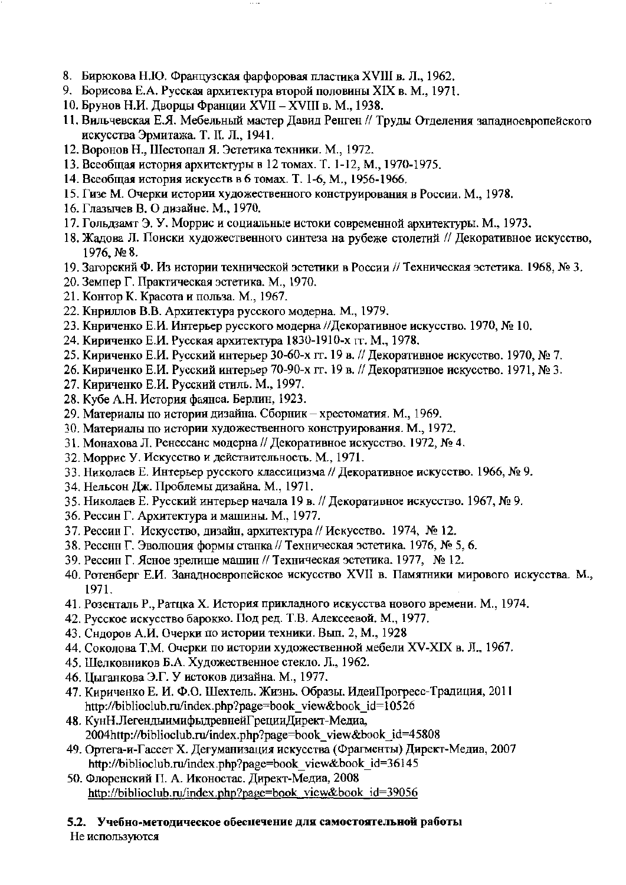8. Бирюкова Н.Ю. Французская фарфоровая пластика XVIII в. Л., 1962.
9. Борисова Е.А. Русская архитектура второй половины XIX в. М., 1971.
10. Брунов Н.И. Дворцы Франции XVII – XVIII в. М., 1938.
11. Вильчевская Е.Я. Мебельный мастер Давид Ренген // Труды Отделения западноевропейского искусства Эрмитажа. Т. II. Л., 1941.
12. Воронов Н., Шестопал Я. Эстетика техники. М., 1972.
13. Всеобщая история архитектуры в 12 томах. Т. 1-12, М., 1970-1975.
14. Всеобщая история искусств в 6 томах. Т. 1-6, М., 1956-1966.
15. Гизе М. Очерки истории художественного конструирования в России. М., 1978.
16. Глазычев В. О дизайне. М., 1970.
17. Гольдзамт Э. У. Моррис и социальные истоки современной архитектуры. М., 1973.
18. Жадова Л. Поиски художественного синтеза на рубеже столетий // Декоративное искусство, 1976, № 8.
19. Загорский Ф. Из истории технической эстетики в России // Техническая эстетика. 1968, № 3.
20. Земпер Г. Практическая эстетика. М., 1970.
21. Контор К. Красота и польза. М., 1967.
22. Кириллов В.В. Архитектура русского модерна. М., 1979.
23. Кириченко Е.И. Интерьер русского модерна //Декоративное искусство. 1970, № 10.
24. Кириченко Е.И. Русская архитектура 1830-1910-х гг. М., 1978.
25. Кириченко Е.И. Русский интерьер 30-60-х гг. 19 в. // Декоративное искусство. 1970, № 7.
26. Кириченко Е.И. Русский интерьер 70-90-х гг. 19 в. // Декоративное искусство. 1971, № 3.
27. Кириченко Е.И. Русский стиль. М., 1997.
28. Кубе А.Н. История фаянса. Берлин, 1923.
29. Материалы по истории дизайна. Сборник – хрестоматия. М., 1969.
30. Материалы по истории художественного конструирования. М., 1972.
31. Монахова Л. Ренессанс модерна // Декоративное искусство. 1972, № 4.
32. Моррис У. Искусство и действительность. М., 1971.
33. Николаев Е. Интерьер русского классицизма // Декоративное искусство. 1966, № 9.
34. Нельсон Дж. Проблемы дизайна. М., 1971.
35. Николаев Е. Русский интерьер начала 19 в. // Декоративное искусство. 1967, № 9.
36. Рессин Г. Архитектура и машины. М., 1977.
37. Рессин Г. Искусство, дизайн, архитектура // Искусство. 1974, № 12.
38. Рессин Г. Эволюция формы станка // Техническая эстетика. 1976, № 5, 6.
39. Рессин Г. Ясное зрелище машин // Техническая эстетика. 1977, № 12.
40. Ротенберг Е.И. Западноевропейское искусство XVII в. Памятники мирового искусства. М., 1971.
41. Розенталь Р., Ратцка Х. История прикладного искусства нового времени. М., 1974.
42. Русское искусство барокко. Под ред. Т.В. Алексеевой. М., 1977.
43. Сидоров А.И. Очерки по истории техники. Вып. 2, М., 1928
44. Соколова Т.М. Очерки по истории художественной мебели XV-XIX в. Л., 1967.
45. Шелковников Б.А. Художественное стекло. Л., 1962.
46. Цыганкова Э.Г. У истоков дизайна. М., 1977.
47. Кириченко Е. И. Ф.О. Шехтель. Жизнь. Образы. ИдеиПрогресс-Традиция, 2011 http://biblioclub.ru/index.php?page=book_view&book_id=10526
48. КунН.ЛегендыимифыдревнейГрецииДирект-Медиа, 2004http://biblioclub.ru/index.php?page=book_view&book_id=45808
49. Ортега-и-Гассет Х. Дегуманизация искусства (Фрагменты) Директ-Медиа, 2007 http://biblioclub.ru/index.php?page=book_view&book_id=36145
50. Флоренский П. А. Иконостас. Директ-Медиа, 2008 http://biblioclub.ru/index.php?page=book_view&book_id=39056

**5.2. Учебно-методическое обеспечение для самостоятельной работы**

Не используются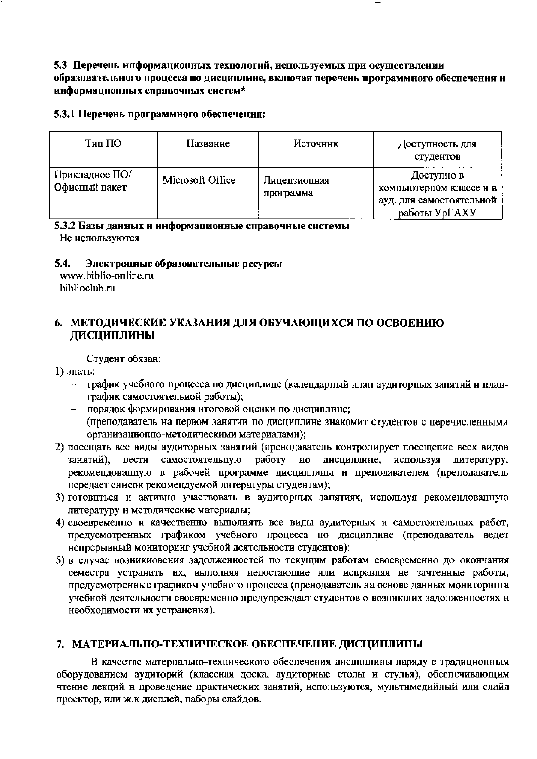**5.3 Перечень информационных технологий, используемых при осуществлении образовательного процесса по дисциплине, включая перечень программного обеспечения и информационных справочных систем***

**5.3.1 Перечень программного обеспечения:**

| Тип ПО | Название | Источник | Доступность для студентов |
|---|---|---|---|
| Прикладное ПО/ Офисный пакет | Microsoft Office | Лицензионная программа | Доступно в компьютерном классе и в ауд. для самостоятельной работы УрГАХУ |

**5.3.2 Базы данных и информационные справочные системы**

Не используются

**5.4. Электронные образовательные ресурсы**

www.biblio-online.ru

biblioclub.ru

## 6. МЕТОДИЧЕСКИЕ УКАЗАНИЯ ДЛЯ ОБУЧАЮЩИХСЯ ПО ОСВОЕНИЮ ДИСЦИПЛИНЫ

Студент обязан:

1) знать:
   - график учебного процесса по дисциплине (календарный план аудиторных занятий и план-график самостоятельной работы);
   - порядок формирования итоговой оценки по дисциплине;
   (преподаватель на первом занятии по дисциплине знакомит студентов с перечисленными организационно-методическими материалами);
2) посещать все виды аудиторных занятий (преподаватель контролирует посещение всех видов занятий), вести самостоятельную работу по дисциплине, используя литературу, рекомендованную в рабочей программе дисциплины и преподавателем (преподаватель передает список рекомендуемой литературы студентам);
3) готовиться и активно участвовать в аудиторных занятиях, используя рекомендованную литературу и методические материалы;
4) своевременно и качественно выполнять все виды аудиторных и самостоятельных работ, предусмотренных графиком учебного процесса по дисциплине (преподаватель ведет непрерывный мониторинг учебной деятельности студентов);
5) в случае возникновения задолженностей по текущим работам своевременно до окончания семестра устранить их, выполняя недостающие или исправляя не зачтенные работы, предусмотренные графиком учебного процесса (преподаватель на основе данных мониторинга учебной деятельности своевременно предупреждает студентов о возникших задолженностях и необходимости их устранения).

## 7. МАТЕРИАЛЬНО-ТЕХНИЧЕСКОЕ ОБЕСПЕЧЕНИЕ ДИСЦИПЛИНЫ

В качестве материально-технического обеспечения дисциплины наряду с традиционным оборудованием аудиторий (классная доска, аудиторные столы и стулья), обеспечивающим чтение лекций и проведение практических занятий, используются, мультимедийный или слайд проектор, или ж.к дисплей, наборы слайдов.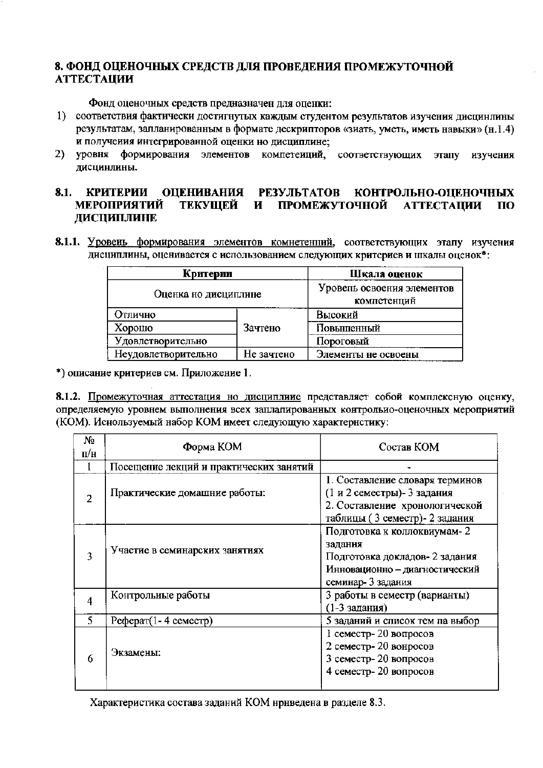## 8. ФОНД ОЦЕНОЧНЫХ СРЕДСТВ ДЛЯ ПРОВЕДЕНИЯ ПРОМЕЖУТОЧНОЙ АТТЕСТАЦИИ

Фонд оценочных средств предназначен для оценки:

1) соответствия фактически достигнутых каждым студентом результатов изучения дисциплины результатам, запланированным в формате дескрипторов «знать, уметь, иметь навыки» (п.1.4) и получения интегрированной оценки по дисциплине;
2) уровня формирования элементов компетенций, соответствующих этапу изучения дисциплины.

### 8.1. КРИТЕРИИ ОЦЕНИВАНИЯ РЕЗУЛЬТАТОВ КОНТРОЛЬНО-ОЦЕНОЧНЫХ МЕРОПРИЯТИЙ ТЕКУЩЕЙ И ПРОМЕЖУТОЧНОЙ АТТЕСТАЦИИ ПО ДИСЦИПЛИНЕ

**8.1.1.** Уровень формирования элементов компетенций, соответствующих этапу изучения дисциплины, оценивается с использованием следующих критериев и шкалы оценок*:

| Критерии | | Шкала оценок |
|---|---|---|
| Оценка по дисциплине | | Уровень освоения элементов компетенций |
| Отлично | Зачтено | Высокий |
| Хорошо | | Повышенный |
| Удовлетворительно | | Пороговый |
| Неудовлетворительно | Не зачтено | Элементы не освоены |

*) описание критериев см. Приложение 1.

**8.1.2.** Промежуточная аттестация по дисциплине представляет собой комплексную оценку, определяемую уровнем выполнения всех запланированных контрольно-оценочных мероприятий (КОМ). Используемый набор КОМ имеет следующую характеристику:

| № п/н | Форма КОМ | Состав КОМ |
|---|---|---|
| 1 | Посещение лекций и практических занятий | - |
| 2 | Практические домашние работы: | 1. Составление словаря терминов (1 и 2 семестры)- 3 задания<br>2. Составление хронологической таблицы ( 3 семестр)- 2 задания |
| 3 | Участие в семинарских занятиях | Подготовка к коллоквиумам- 2 задания<br>Подготовка докладов- 2 задания<br>Инновационно – диагностический семинар- 3 задания |
| 4 | Контрольные работы | 3 работы в семестр (варианты) (1-3 задания) |
| 5 | Реферат(1- 4 семестр) | 5 заданий и список тем на выбор |
| 6 | Экзамены: | 1 семестр- 20 вопросов<br>2 семестр- 20 вопросов<br>3 семестр- 20 вопросов<br>4 семестр- 20 вопросов |

Характеристика состава заданий КОМ приведена в разделе 8.3.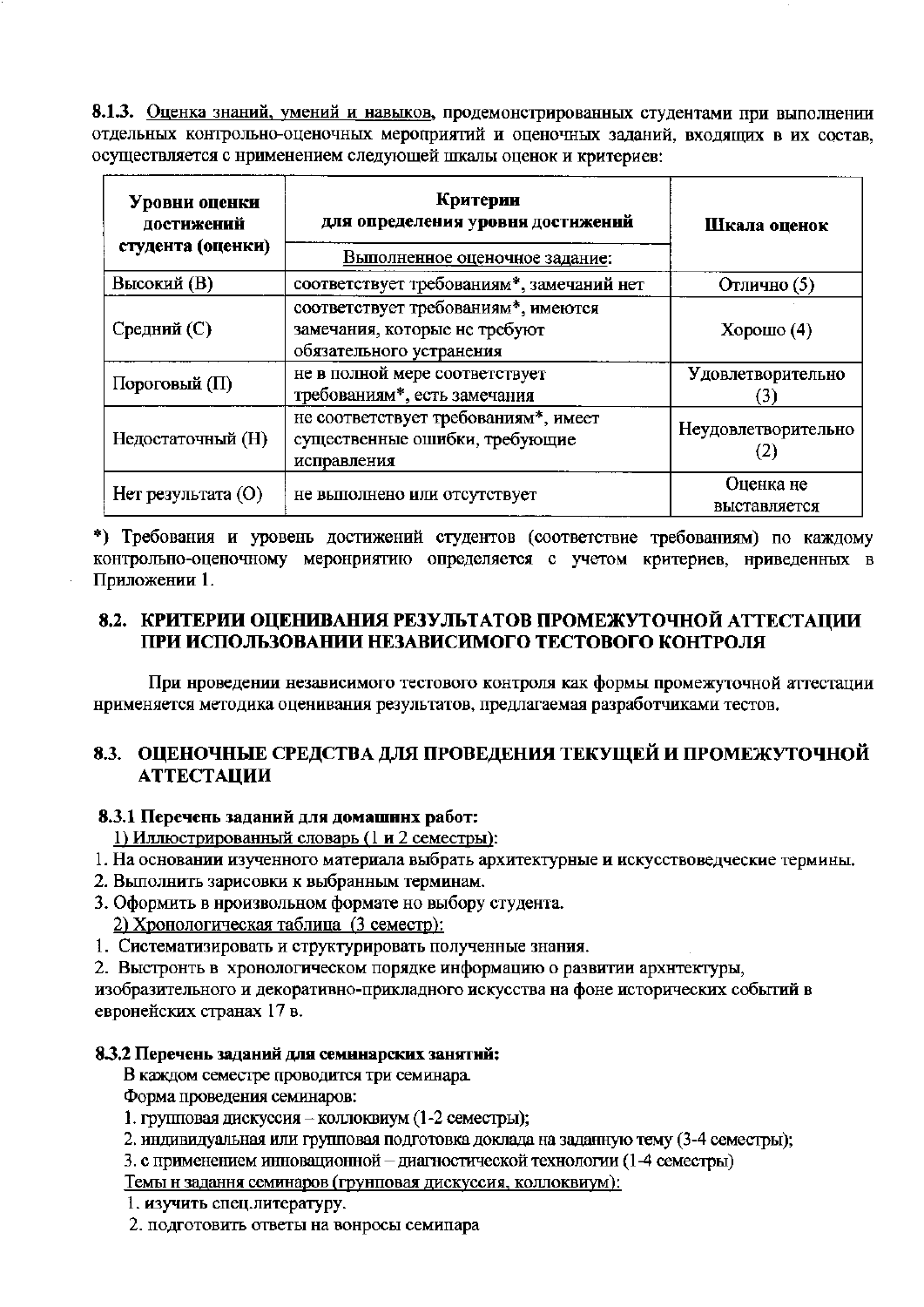**8.1.3.** Оценка знаний, умений и навыков, продемонстрированных студентами при выполнении отдельных контрольно-оценочных мероприятий и оценочных заданий, входящих в их состав, осуществляется с применением следующей шкалы оценок и критериев:

| Уровни оценки достижений студента (оценки) | Критерии для определения уровня достижений | Шкала оценок |
|---|---|---|
| | Выполненное оценочное задание: | |
| Высокий (В) | соответствует требованиям*, замечаний нет | Отлично (5) |
| Средний (С) | соответствует требованиям*, имеются замечания, которые не требуют обязательного устранения | Хорошо (4) |
| Пороговый (П) | не в полной мере соответствует требованиям*, есть замечания | Удовлетворительно (3) |
| Недостаточный (Н) | не соответствует требованиям*, имеет существенные ошибки, требующие исправления | Неудовлетворительно (2) |
| Нет результата (О) | не выполнено или отсутствует | Оценка не выставляется |

*) Требования и уровень достижений студентов (соответствие требованиям) по каждому контрольно-оценочному мероприятию определяется с учетом критериев, приведенных в Приложении 1.

## 8.2. КРИТЕРИИ ОЦЕНИВАНИЯ РЕЗУЛЬТАТОВ ПРОМЕЖУТОЧНОЙ АТТЕСТАЦИИ ПРИ ИСПОЛЬЗОВАНИИ НЕЗАВИСИМОГО ТЕСТОВОГО КОНТРОЛЯ

При проведении независимого тестового контроля как формы промежуточной аттестации применяется методика оценивания результатов, предлагаемая разработчиками тестов.

## 8.3. ОЦЕНОЧНЫЕ СРЕДСТВА ДЛЯ ПРОВЕДЕНИЯ ТЕКУЩЕЙ И ПРОМЕЖУТОЧНОЙ АТТЕСТАЦИИ

### 8.3.1 Перечень заданий для домашних работ:

1) Иллюстрированный словарь (1 и 2 семестры):

1. На основании изученного материала выбрать архитектурные и искусствоведческие термины.
2. Выполнить зарисовки к выбранным терминам.
3. Оформить в произвольном формате по выбору студента.

2) Хронологическая таблица (3 семестр):

1. Систематизировать и структурировать полученные знания.
2. Выстроить в хронологическом порядке информацию о развитии архитектуры, изобразительного и декоративно-прикладного искусства на фоне исторических событий в европейских странах 17 в.

### 8.3.2 Перечень заданий для семинарских занятий:

В каждом семестре проводится три семинара.

Форма проведения семинаров:

1. групповая дискуссия – коллоквиум (1-2 семестры);
2. индивидуальная или групповая подготовка доклада на заданную тему (3-4 семестры);
3. с применением инновационной – диагностической технологии (1-4 семестры)

Темы и задания семинаров (групповая дискуссия, коллоквиум):

1. изучить спец.литературу.
2. подготовить ответы на вопросы семинара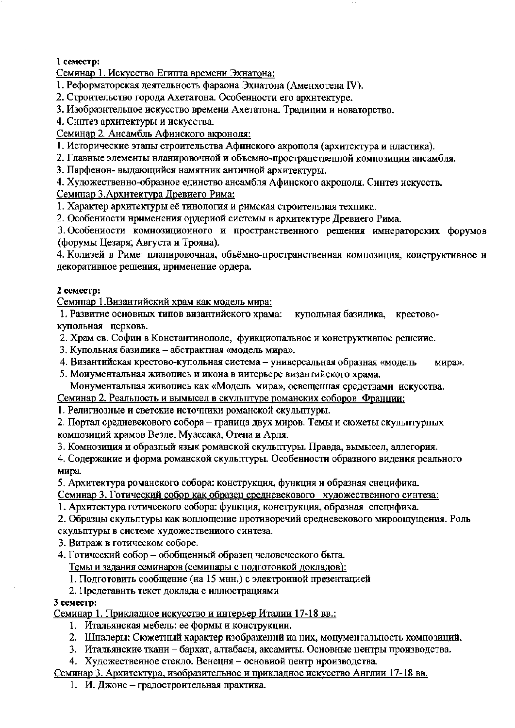**1 семестр:**

Семинар 1. Искусство Египта времени Эхнатона:

1. Реформаторская деятельность фараона Эхнатона (Аменхотена IV).
2. Строительство города Ахетатона. Особенности его архитектуре.
3. Изобразительное искусство времени Ахетатона. Традиции и новаторство.
4. Синтез архитектуры и искусства.

Семинар 2. Ансамбль Афинского акрополя:

1. Исторические этапы строительства Афинского акрополя (архитектура и пластика).
2. Главные элементы планировочной и объемно-пространственной композиции ансамбля.
3. Парфенон- выдающийся памятник античной архитектуры.
4. Художественно-образное единство ансамбля Афинского акрополя. Синтез искусств.

Семинар 3.Архитектура Древнего Рима:

1. Характер архитектуры её типология и римская строительная техника.
2. Особенности применения ордерной системы в архитектуре Древнего Рима.
3. Особенности композиционного и пространственного решения императорских форумов (форумы Цезаря, Августа и Трояна).
4. Колизей в Риме: планировочная, объёмно-пространственная композиция, конструктивное и декоративное решения, применение ордера.

**2 семестр:**

Семинар 1.Византийский храм как модель мира:

1. Развитие основных типов византийского храма: купольная базилика, крестово-купольная церковь.
2. Храм св. Софии в Константинополе, функциональное и конструктивное решение.
3. Купольная базилика – абстрактная «модель мира».
4. Византийская крестово-купольная система – универсальная образная «модель мира».
5. Монументальная живопись и икона в интерьере византийского храма. Монументальная живопись как «Модель мира», освещенная средствами искусства.

Семинар 2. Реальность и вымысел в скульптуре романских соборов Франции:

1. Религиозные и светские источники романской скульптуры.
2. Портал средневекового собора – граница двух миров. Темы и сюжеты скульптурных композиций храмов Везле, Муассака, Отена и Арля.
3. Композиция и образный язык романской скульптуры. Правда, вымысел, аллегория.
4. Содержание и форма романской скульптуры. Особенности образного видения реального мира.
5. Архитектура романского собора: конструкция, функция и образная специфика.

Семинар 3. Готический собор как образец средневекового художественного синтеза:

1. Архитектура готического собора: функция, конструкция, образная специфика.
2. Образцы скульптуры как воплощение противоречий средневекового мироощущения. Роль скульптуры в системе художественного синтеза.
3. Витраж в готическом соборе.
4. Готический собор – обобщенный образец человеческого быта.

Темы и задания семинаров (семинары с подготовкой докладов):

1. Подготовить сообщение (на 15 мин.) с электронной презентацией
2. Представить текст доклада с иллюстрациями

**3 семестр:**

Семинар 1. Прикладное искусство и интерьер Италии 17-18 вв.:

1. Итальянская мебель: ее формы и конструкции.
2. Шпалеры: Сюжетный характер изображений на них, монументальность композиций.
3. Итальянские ткани – бархат, алтабасы, аксамиты. Основные центры производства.
4. Художественное стекло. Венеция – основной центр производства.

Семинар 3. Архитектура, изобразительное и прикладное искусство Англии 17-18 вв.

1. И. Джонс – градостроительная практика.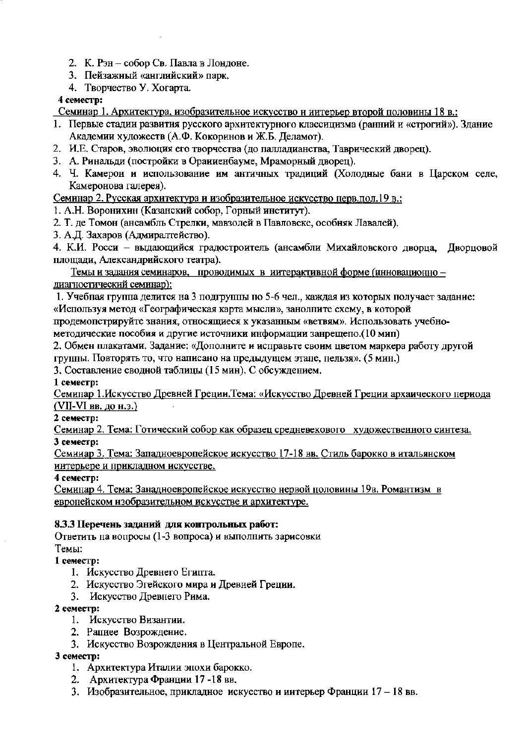2. К. Рэн – собор Св. Павла в Лондоне.
3. Пейзажный «английский» парк.
4. Творчество У. Хогарта.

**4 семестр:**

Семинар 1. Архитектура, изобразительное искусство и интерьер второй половины 18 в.:

1. Первые стадии развития русского архитектурного классицизма (ранний и «строгий»). Здание Академии художеств (А.Ф. Кокоринов и Ж.Б. Деламот).
2. И.Е. Старов, эволюция его творчества (до палладианства, Таврический дворец).
3. А. Ринальди (постройки в Ораниенбауме, Мраморный дворец).
4. Ч. Камерон и использование им античных традиций (Холодные бани в Царском селе, Камеронова галерея).

Семинар 2. Русская архитектура и изобразительное искусство перв.пол.19 в.:

1. А.Н. Воронихин (Казанский собор, Горный институт).
2. Т. де Томон (ансамбль Стрелки, мавзолей в Павловске, особняк Лавалей).
3. А.Д. Захаров (Адмиралтейство).
4. К.И. Росси – выдающийся градостроитель (ансамбли Михайловского дворца, Дворцовой площади, Александрийского театра).

Темы и задания семинаров, проводимых в интерактивной форме (инновационно – диагностический семинар):

1. Учебная группа делится на 3 подгруппы по 5-6 чел., каждая из которых получает задание: «Используя метод «Географическая карта мысли», заполните схему, в которой продемонстрируйте знания, относящиеся к указанным «ветвям». Использовать учебно-методические пособия и другие источники информации запрещено.(10 мин)
2. Обмен плакатами. Задание: «Дополните и исправьте своим цветом маркера работу другой группы. Повторять то, что написано на предыдущем этапе, нельзя». (5 мин.)
3. Составление сводной таблицы (15 мин). С обсуждением.

**1 семестр:**

Семинар 1.Искусство Древней Греции.Тема: «Искусство Древней Греции архаического периода (VII-VI вв. до н.э.)

**2 семестр:**

Семинар 2. Тема: Готический собор как образец средневекового художественного синтеза.

**3 семестр:**

Семинар 3. Тема: Западноевропейское искусство 17-18 вв. Стиль барокко в итальянском интерьере и прикладном искусстве.

**4 семестр:**

Семинар 4. Тема: Западноевропейское искусство первой половины 19в. Романтизм в европейском изобразительном искусстве и архитектуре.

**8.3.3 Перечень заданий для контрольных работ:**

Ответить на вопросы (1-3 вопроса) и выполнить зарисовки

Темы:

**1 семестр:**

1. Искусство Древнего Египта.
2. Искусство Эгейского мира и Древней Греции.
3. Искусство Древнего Рима.

**2 семестр:**

1. Искусство Византии.
2. Раннее Возрождение.
3. Искусство Возрождения в Центральной Европе.

**3 семестр:**

1. Архитектура Италии эпохи барокко.
2. Архитектура Франции 17 -18 вв.
3. Изобразительное, прикладное искусство и интерьер Франции 17 – 18 вв.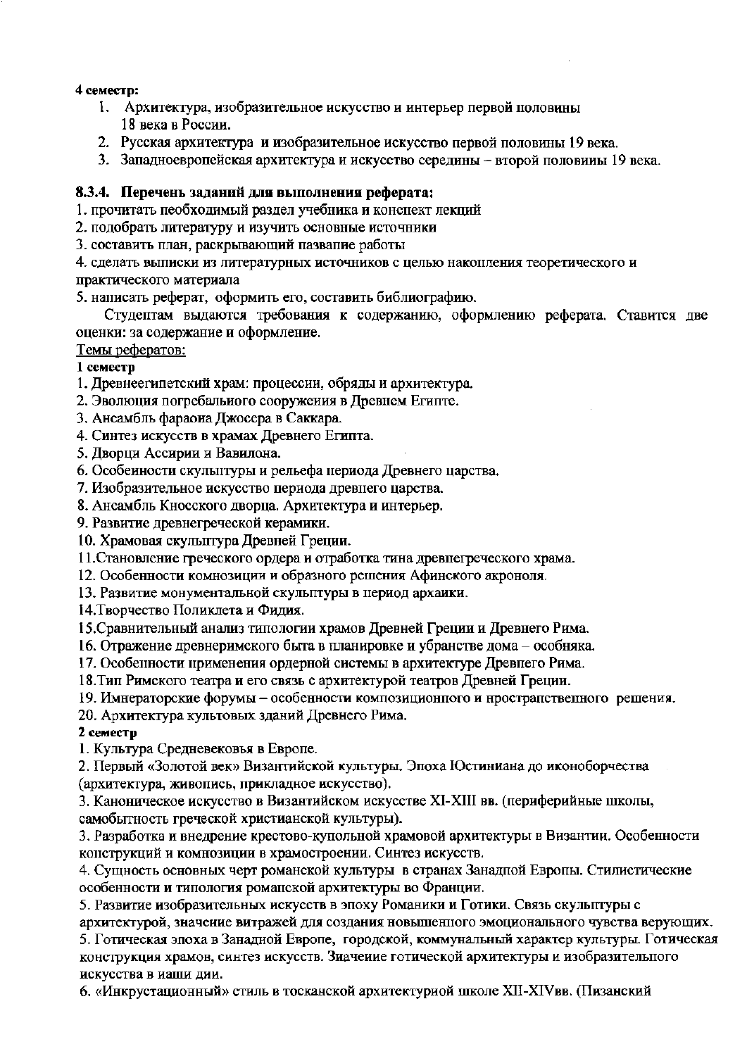**4 семестр:**

1. Архитектура, изобразительное искусство и интерьер первой половины 18 века в России.
2. Русская архитектура и изобразительное искусство первой половины 19 века.
3. Западноевропейская архитектура и искусство середины – второй половины 19 века.

**8.3.4. Перечень заданий для выполнения реферата:**

1. прочитать необходимый раздел учебника и конспект лекций
2. подобрать литературу и изучить основные источники
3. составить план, раскрывающий название работы
4. сделать выписки из литературных источников с целью накопления теоретического и практического материала
5. написать реферат, оформить его, составить библиографию.

Студентам выдаются требования к содержанию, оформлению реферата. Ставится две оценки: за содержание и оформление.

Темы рефератов:

**1 семестр**

1. Древнеегипетский храм: процессии, обряды и архитектура.
2. Эволюция погребального сооружения в Древнем Египте.
3. Ансамбль фараона Джосера в Саккара.
4. Синтез искусств в храмах Древнего Египта.
5. Дворцы Ассирии и Вавилона.
6. Особенности скульптуры и рельефа периода Древнего царства.
7. Изобразительное искусство периода древнего царства.
8. Ансамбль Кносского дворца. Архитектура и интерьер.
9. Развитие древнегреческой керамики.
10. Храмовая скульптура Древней Греции.
11. Становление греческого ордера и отработка типа древнегреческого храма.
12. Особенности композиции и образного решения Афинского акрополя.
13. Развитие монументальной скульптуры в период архаики.
14. Творчество Поликлета и Фидия.
15. Сравнительный анализ типологии храмов Древней Греции и Древнего Рима.
16. Отражение древнеримского быта в планировке и убранстве дома – особняка.
17. Особенности применения ордерной системы в архитектуре Древнего Рима.
18. Тип Римского театра и его связь с архитектурой театров Древней Греции.
19. Императорские форумы – особенности композиционного и пространственного решения.
20. Архитектура культовых зданий Древнего Рима.

**2 семестр**

1. Культура Средневековья в Европе.
2. Первый «Золотой век» Византийской культуры. Эпоха Юстиниана до иконоборчества (архитектура, живопись, прикладное искусство).
3. Каноническое искусство в Византийском искусстве XI-XIII вв. (периферийные школы, самобытность греческой христианской культуры).
3. Разработка и внедрение крестово-купольной храмовой архитектуры в Византии. Особенности конструкций и композиции в храмостроении. Синтез искусств.
4. Сущность основных черт романской культуры в странах Западной Европы. Стилистические особенности и типология романской архитектуры во Франции.
5. Развитие изобразительных искусств в эпоху Романики и Готики. Связь скульптуры с архитектурой, значение витражей для создания повышенного эмоционального чувства верующих.
5. Готическая эпоха в Западной Европе, городской, коммунальный характер культуры. Готическая конструкция храмов, синтез искусств. Значение готической архитектуры и изобразительного искусства в наши дни.
6. «Инкрустационный» стиль в тосканской архитектурной школе XII-XIVвв. (Пизанский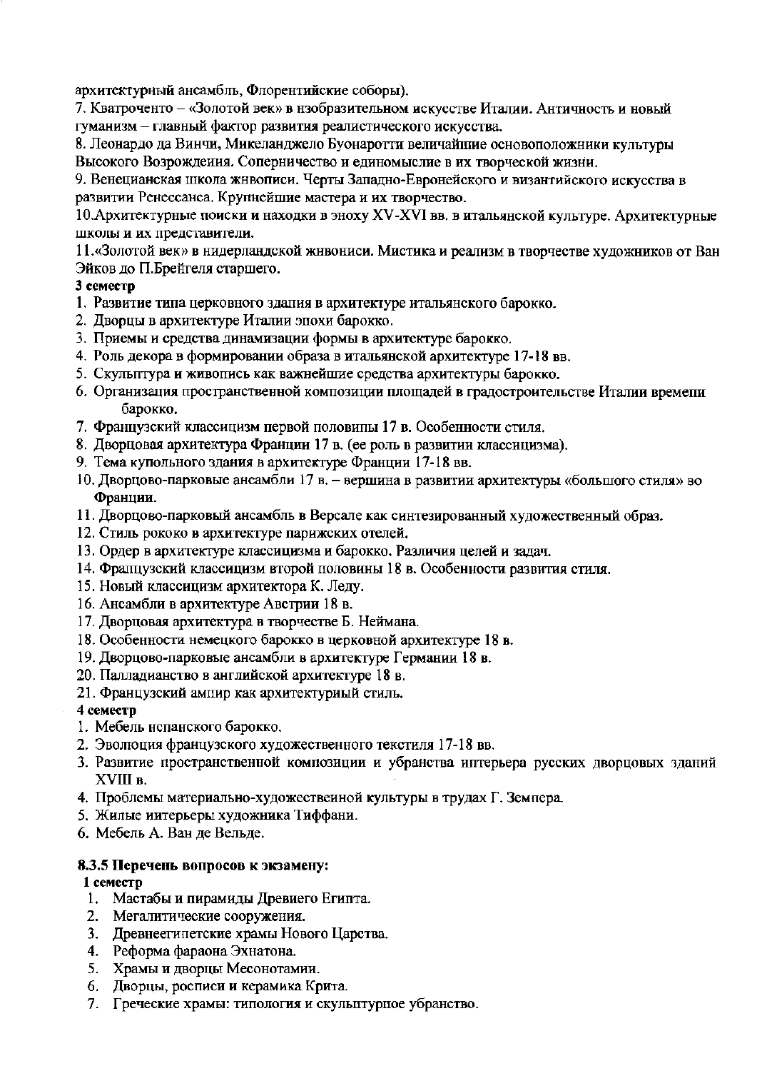архитектурный ансамбль, Флорентийские соборы).

7. Кватроченто – «Золотой век» в изобразительном искусстве Италии. Античность и новый гуманизм – главный фактор развития реалистического искусства.

8. Леонардо да Винчи, Микеланджело Буонаротти величайшие основоположники культуры Высокого Возрождения. Соперничество и единомыслие в их творческой жизни.

9. Венецианская школа живописи. Черты Западно-Европейского и византийского искусства в развитии Ренессанса. Крупнейшие мастера и их творчество.

10.Архитектурные поиски и находки в эпоху XV-XVI вв. в итальянской культуре. Архитектурные школы и их представители.

11.«Золотой век» в нидерландской живописи. Мистика и реализм в творчестве художников от Ван Эйков до П.Брейгеля старшего.

**3 семестр**

1. Развитие типа церковного здания в архитектуре итальянского барокко.
2. Дворцы в архитектуре Италии эпохи барокко.
3. Приемы и средства динамизации формы в архитектуре барокко.
4. Роль декора в формировании образа в итальянской архитектуре 17-18 вв.
5. Скульптура и живопись как важнейшие средства архитектуры барокко.
6. Организация пространственной композиции площадей в градостроительстве Италии времени барокко.
7. Французский классицизм первой половины 17 в. Особенности стиля.
8. Дворцовая архитектура Франции 17 в. (ее роль в развитии классицизма).
9. Тема купольного здания в архитектуре Франции 17-18 вв.
10. Дворцово-парковые ансамбли 17 в. – вершина в развитии архитектуры «большого стиля» во Франции.
11. Дворцово-парковый ансамбль в Версале как синтезированный художественный образ.
12. Стиль рококо в архитектуре парижских отелей.
13. Ордер в архитектуре классицизма и барокко. Различия целей и задач.
14. Французский классицизм второй половины 18 в. Особенности развития стиля.
15. Новый классицизм архитектора К. Леду.
16. Ансамбли в архитектуре Австрии 18 в.
17. Дворцовая архитектура в творчестве Б. Неймана.
18. Особенности немецкого барокко в церковной архитектуре 18 в.
19. Дворцово-парковые ансамбли в архитектуре Германии 18 в.
20. Палладианство в английской архитектуре 18 в.
21. Французский ампир как архитектурный стиль.

**4 семестр**

1. Мебель испанского барокко.
2. Эволюция французского художественного текстиля 17-18 вв.
3. Развитие пространственной композиции и убранства интерьера русских дворцовых зданий XVIII в.
4. Проблемы материально-художественной культуры в трудах Г. Земпера.
5. Жилые интерьеры художника Тиффани.
6. Мебель А. Ван де Вельде.

### 8.3.5 Перечень вопросов к экзамену:

**1 семестр**

1. Мастабы и пирамиды Древнего Египта.
2. Мегалитические сооружения.
3. Древнеегипетские храмы Нового Царства.
4. Реформа фараона Эхнатона.
5. Храмы и дворцы Месопотамии.
6. Дворцы, росписи и керамика Крита.
7. Греческие храмы: типология и скульптурное убранство.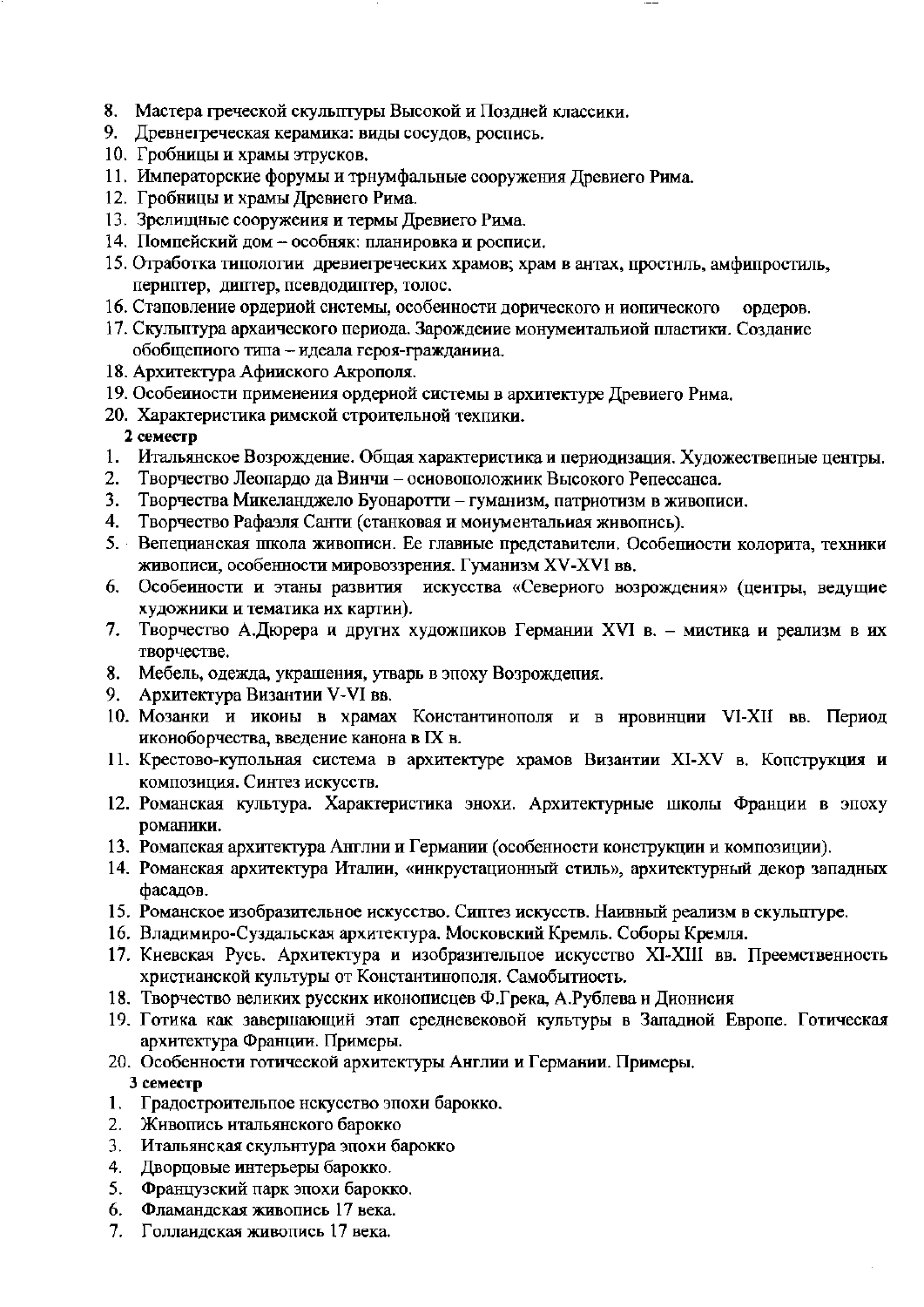8. Мастера греческой скульптуры Высокой и Поздней классики.
9. Древнегреческая керамика: виды сосудов, роспись.
10. Гробницы и храмы этрусков.
11. Императорские форумы и триумфальные сооружения Древнего Рима.
12. Гробницы и храмы Древнего Рима.
13. Зрелищные сооружения и термы Древнего Рима.
14. Помпейский дом – особняк: планировка и росписи.
15. Отработка типологии древнегреческих храмов; храм в антах, простиль, амфипростиль, периптер, диптер, псевдодиптер, толос.
16. Становление ордерной системы, особенности дорического и ионического ордеров.
17. Скульптура архаического периода. Зарождение монументальной пластики. Создание обобщенного типа – идеала героя-гражданина.
18. Архитектура Афинского Акрополя.
19. Особенности применения ордерной системы в архитектуре Древнего Рима.
20. Характеристика римской строительной техники.

**2 семестр**

1. Итальянское Возрождение. Общая характеристика и периодизация. Художественные центры.
2. Творчество Леонардо да Винчи – основоположник Высокого Ренессанса.
3. Творчества Микеланджело Буонаротти – гуманизм, патриотизм в живописи.
4. Творчество Рафаэля Санти (станковая и монументальная живопись).
5. Венецианская школа живописи. Ее главные представители. Особенности колорита, техники живописи, особенности мировоззрения. Гуманизм XV-XVI вв.
6. Особенности и этапы развития искусства «Северного возрождения» (центры, ведущие художники и тематика их картин).
7. Творчество А.Дюрера и других художников Германии XVI в. – мистика и реализм в их творчестве.
8. Мебель, одежда, украшения, утварь в эпоху Возрождения.
9. Архитектура Византии V-VI вв.
10. Мозаики и иконы в храмах Константинополя и в провинции VI-XII вв. Период иконоборчества, введение канона в IX в.
11. Крестово-купольная система в архитектуре храмов Византии XI-XV в. Конструкция и композиция. Синтез искусств.
12. Романская культура. Характеристика эпохи. Архитектурные школы Франции в эпоху романики.
13. Романская архитектура Англии и Германии (особенности конструкции и композиции).
14. Романская архитектура Италии, «инкрустационный стиль», архитектурный декор западных фасадов.
15. Романское изобразительное искусство. Синтез искусств. Наивный реализм в скульптуре.
16. Владимиро-Суздальская архитектура. Московский Кремль. Соборы Кремля.
17. Киевская Русь. Архитектура и изобразительное искусство XI-XIII вв. Преемственность христианской культуры от Константинополя. Самобытность.
18. Творчество великих русских иконописцев Ф.Грека, А.Рублева и Дионисия
19. Готика как завершающий этап средневековой культуры в Западной Европе. Готическая архитектура Франции. Примеры.
20. Особенности готической архитектуры Англии и Германии. Примеры.

**3 семестр**

1. Градостроительное искусство эпохи барокко.
2. Живопись итальянского барокко
3. Итальянская скульптура эпохи барокко
4. Дворцовые интерьеры барокко.
5. Французский парк эпохи барокко.
6. Фламандская живопись 17 века.
7. Голландская живопись 17 века.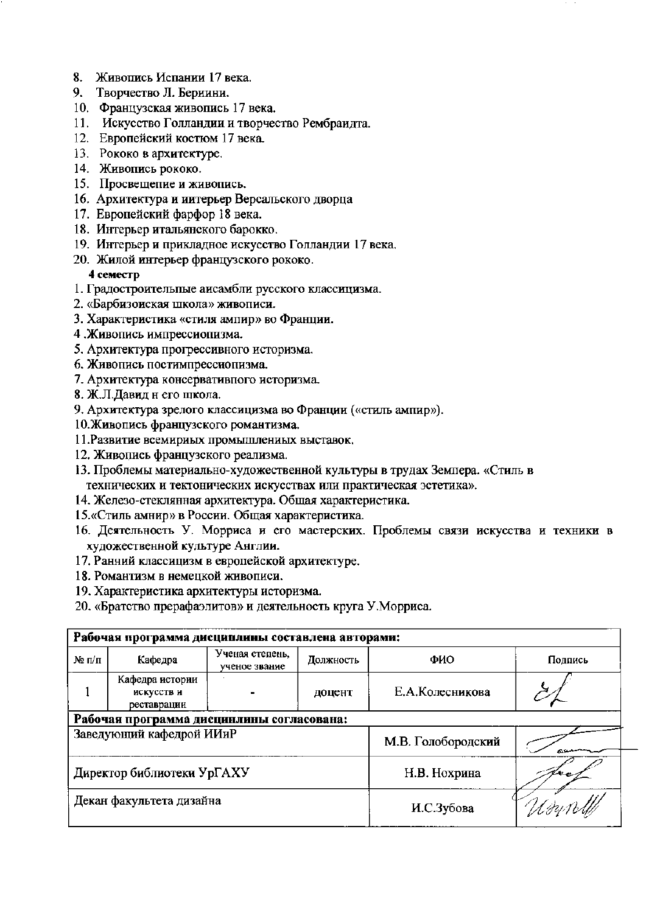8. Живопись Испании 17 века.
9. Творчество Л. Бериини.
10. Французская живопись 17 века.
11. Искусство Голландии и творчество Рембраидта.
12. Европейский костюм 17 века.
13. Рококо в архитектуре.
14. Живопись рококо.
15. Просвещение и живопись.
16. Архитектура и интерьер Версальского дворца
17. Европейский фарфор 18 века.
18. Интерьер итальянского барокко.
19. Интерьер и прикладное искусство Голландии 17 века.
20. Жилой интерьер французского рококо.

**4 семестр**

1. Градостроительные аисамбли русского классицизма.
2. «Барбизоиская школа» живописи.
3. Характеристика «стиля ампир» во Франции.
4. Живопись импрессиоиизма.
5. Архитектура прогрессивного историзма.
6. Живопись постимпрессионизма.
7. Архитектура консервативпого историзма.
8. Ж.Л.Давид н его школа.
9. Архитектура зрелого классицизма во Франции («стиль ампир»).
10. Живопись французского романтизма.
11. Развитие всемириых промышлениых выставок.
12. Живопись французского реализма.
13. Проблемы материально-художественной культуры в трудах Земпера. «Стиль в технических и тектонических искусствах или практическая эстетика».
14. Железо-стеклянная архитектура. Общая характеристика.
15. «Стиль амнир» в России. Общая характеристика.
16. Деятельность У. Морриса и его мастерских. Проблемы связи искусства и техники в художественной культуре Англии.
17. Ранний классицизм в европейской архитектуре.
18. Романтизм в немецкой живописи.
19. Характеристика архитектуры историзма.
20. «Братство прерафаэлитов» и деятельность круга У.Морриса.

| **Рабочая программа дисциплины составлена авторами:** | | | | | |
|---|---|---|---|---|---|
| № п/п | Кафедра | Ученая степень, ученое звание | Должность | ФИО | Подпись |
| 1 | Кафедра истории искусств и реставрации | - | доцент | Е.А.Колесникова | |
| **Рабочая программа дисциплины согласована:** | | | | | |
| Заведующий кафедрой ИИиР | | | | М.В. Голобородский | |
| Директор библиотеки УрГАХУ | | | | Н.В. Нохрина | |
| Декан факультета дизайна | | | | И.С.Зубова | |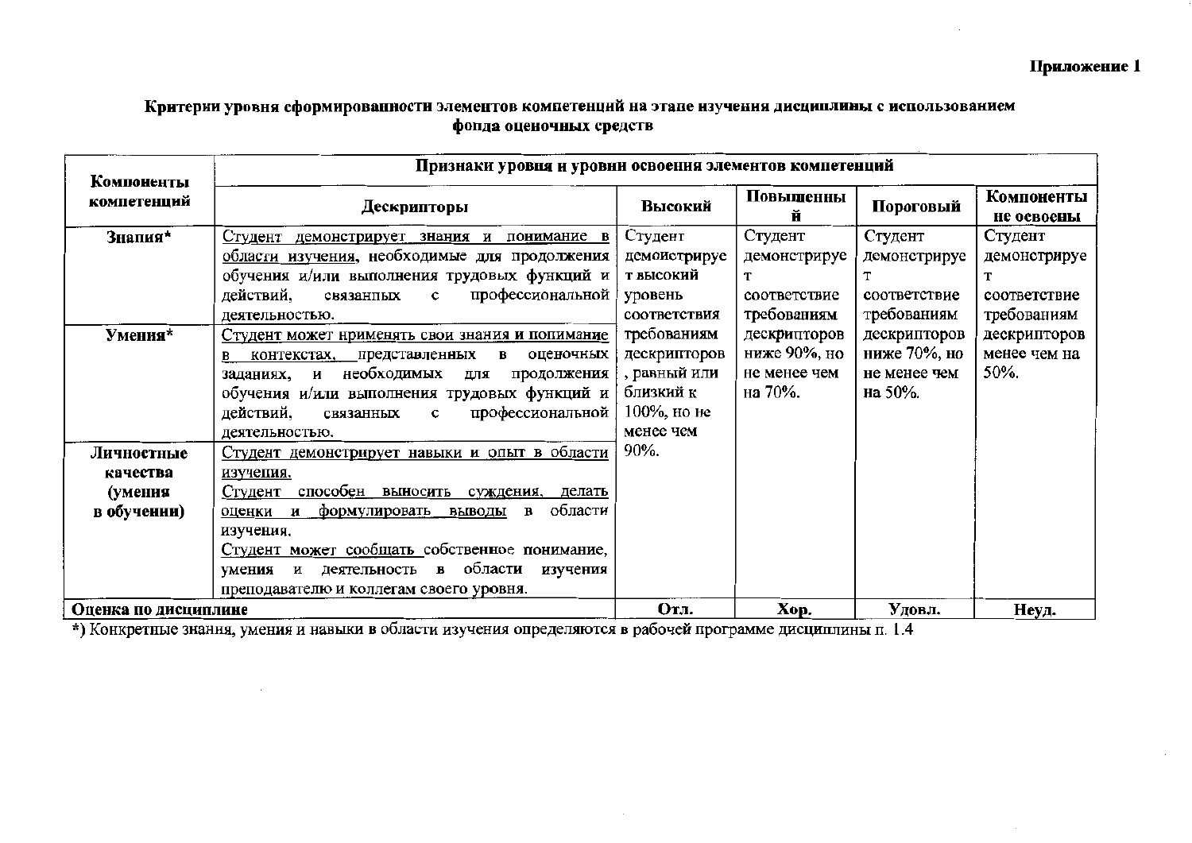**Приложение 1**

**Критерии уровня сформированности элементов компетенций на этапе изучения дисциплины с использованием фонда оценочных средств**

| **Компоненты компетенций** | **Признаки уровня и уровни освоения элементов компетенций** | | | | |
|---|---|---|---|---|---|
| | **Дескрипторы** | **Высокий** | **Повышенный** | **Пороговый** | **Компоненты не освоены** |
| **Знания*** | Студент демонстрирует знания и понимание в области изучения, необходимые для продолжения обучения и/или выполнения трудовых функций и действий, связанных с профессиональной деятельностью. | Студент демонстрирует высокий уровень соответствия требованиям дескрипторов, равный или близкий к 100%, но не менее чем 90%. | Студент демонстрирует соответствие требованиям дескрипторов ниже 90%, но не менее чем на 70%. | Студент демонстрирует соответствие требованиям дескрипторов ниже 70%, но не менее чем на 50%. | Студент демонстрирует соответствие требованиям дескрипторов менее чем на 50%. |
| **Умения*** | Студент может применять свои знания и понимание в контекстах, представленных в оценочных заданиях, и необходимых для продолжения обучения и/или выполнения трудовых функций и действий, связанных с профессиональной деятельностью. | | | | |
| **Личностные качества (умения в обучении)** | Студент демонстрирует навыки и опыт в области изучения. Студент способен выносить суждения, делать оценки и формулировать выводы в области изучения. Студент может сообщать собственное понимание, умения и деятельность в области изучения преподавателю и коллегам своего уровня. | | | | |
| **Оценка по дисциплине** | | **Отл.** | **Хор.** | **Удовл.** | **Неуд.** |

*) Конкретные знания, умения и навыки в области изучения определяются в рабочей программе дисциплины п. 1.4